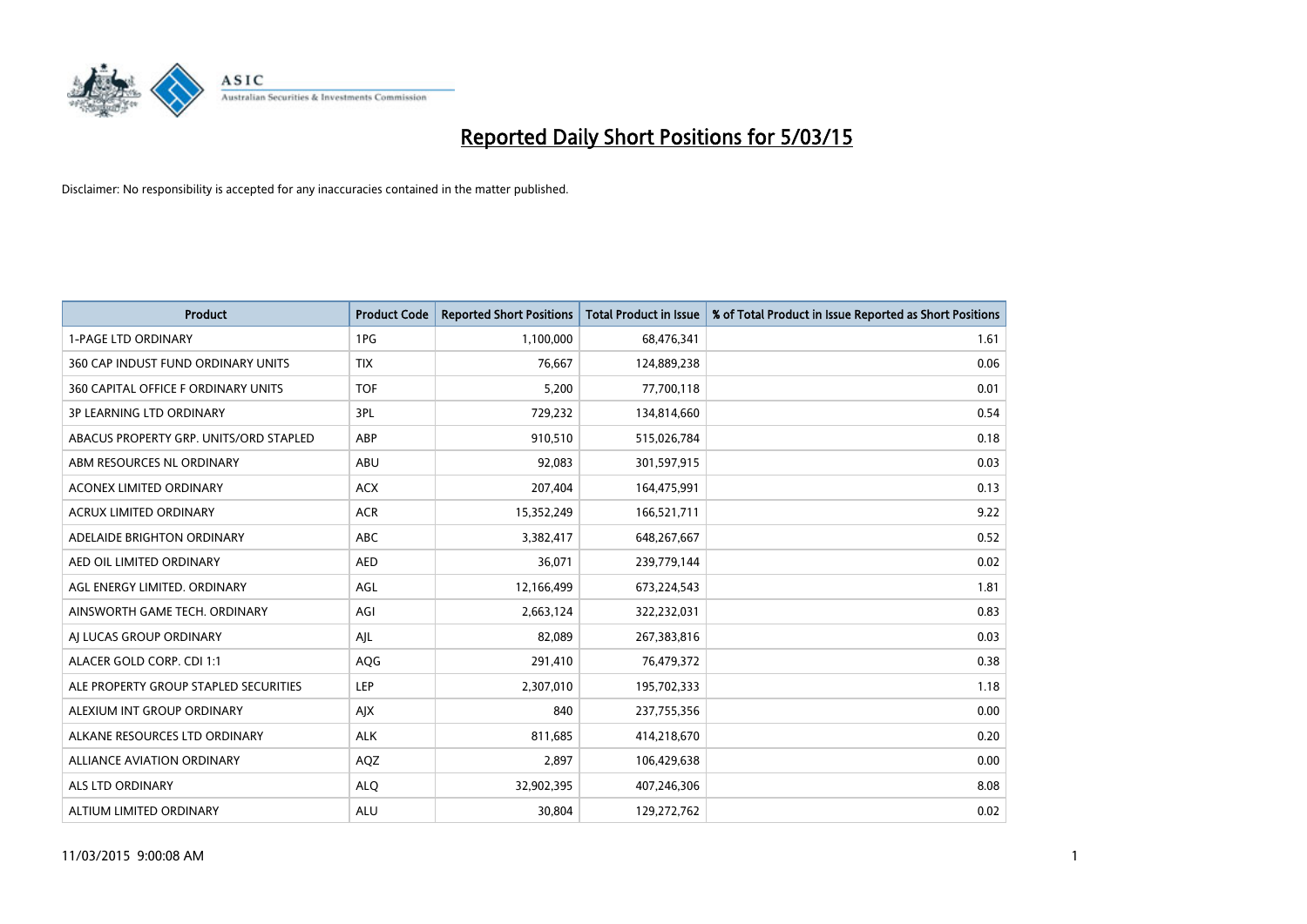# Reported Daily Short Positions for 5/03/15

Disclaimer: No responsibility is accepted for any inaccuracies contained in the matter published.

| Product | Product Code | Reported Short Positions | Total Product in Issue | % of Total Product in Issue Reported as Short Positions |
|---|---|---|---|---|
| 1-PAGE LTD ORDINARY | 1PG | 1,100,000 | 68,476,341 | 1.61 |
| 360 CAP INDUST FUND ORDINARY UNITS | TIX | 76,667 | 124,889,238 | 0.06 |
| 360 CAPITAL OFFICE F ORDINARY UNITS | TOF | 5,200 | 77,700,118 | 0.01 |
| 3P LEARNING LTD ORDINARY | 3PL | 729,232 | 134,814,660 | 0.54 |
| ABACUS PROPERTY GRP. UNITS/ORD STAPLED | ABP | 910,510 | 515,026,784 | 0.18 |
| ABM RESOURCES NL ORDINARY | ABU | 92,083 | 301,597,915 | 0.03 |
| ACONEX LIMITED ORDINARY | ACX | 207,404 | 164,475,991 | 0.13 |
| ACRUX LIMITED ORDINARY | ACR | 15,352,249 | 166,521,711 | 9.22 |
| ADELAIDE BRIGHTON ORDINARY | ABC | 3,382,417 | 648,267,667 | 0.52 |
| AED OIL LIMITED ORDINARY | AED | 36,071 | 239,779,144 | 0.02 |
| AGL ENERGY LIMITED. ORDINARY | AGL | 12,166,499 | 673,224,543 | 1.81 |
| AINSWORTH GAME TECH. ORDINARY | AGI | 2,663,124 | 322,232,031 | 0.83 |
| AJ LUCAS GROUP ORDINARY | AJL | 82,089 | 267,383,816 | 0.03 |
| ALACER GOLD CORP. CDI 1:1 | AQG | 291,410 | 76,479,372 | 0.38 |
| ALE PROPERTY GROUP STAPLED SECURITIES | LEP | 2,307,010 | 195,702,333 | 1.18 |
| ALEXIUM INT GROUP ORDINARY | AJX | 840 | 237,755,356 | 0.00 |
| ALKANE RESOURCES LTD ORDINARY | ALK | 811,685 | 414,218,670 | 0.20 |
| ALLIANCE AVIATION ORDINARY | AQZ | 2,897 | 106,429,638 | 0.00 |
| ALS LTD ORDINARY | ALQ | 32,902,395 | 407,246,306 | 8.08 |
| ALTIUM LIMITED ORDINARY | ALU | 30,804 | 129,272,762 | 0.02 |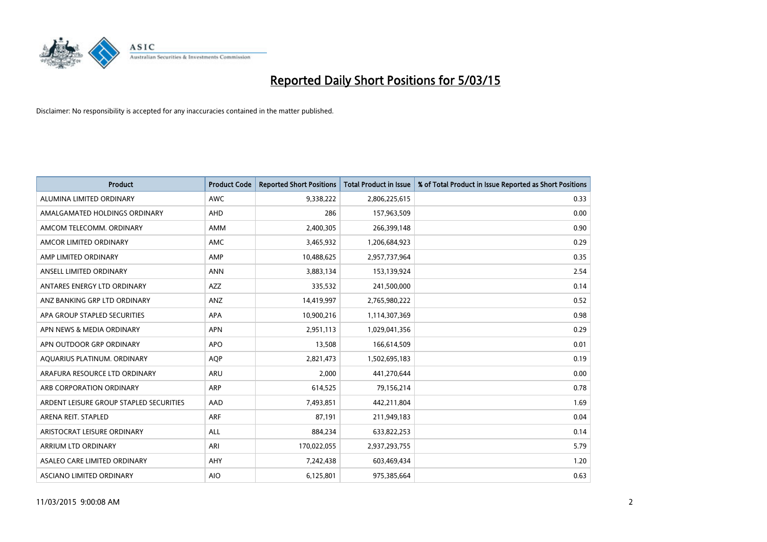# Reported Daily Short Positions for 5/03/15

Disclaimer: No responsibility is accepted for any inaccuracies contained in the matter published.

| Product | Product Code | Reported Short Positions | Total Product in Issue | % of Total Product in Issue Reported as Short Positions |
|---|---|---|---|---|
| ALUMINA LIMITED ORDINARY | AWC | 9,338,222 | 2,806,225,615 | 0.33 |
| AMALGAMATED HOLDINGS ORDINARY | AHD | 286 | 157,963,509 | 0.00 |
| AMCOM TELECOMM. ORDINARY | AMM | 2,400,305 | 266,399,148 | 0.90 |
| AMCOR LIMITED ORDINARY | AMC | 3,465,932 | 1,206,684,923 | 0.29 |
| AMP LIMITED ORDINARY | AMP | 10,488,625 | 2,957,737,964 | 0.35 |
| ANSELL LIMITED ORDINARY | ANN | 3,883,134 | 153,139,924 | 2.54 |
| ANTARES ENERGY LTD ORDINARY | AZZ | 335,532 | 241,500,000 | 0.14 |
| ANZ BANKING GRP LTD ORDINARY | ANZ | 14,419,997 | 2,765,980,222 | 0.52 |
| APA GROUP STAPLED SECURITIES | APA | 10,900,216 | 1,114,307,369 | 0.98 |
| APN NEWS & MEDIA ORDINARY | APN | 2,951,113 | 1,029,041,356 | 0.29 |
| APN OUTDOOR GRP ORDINARY | APO | 13,508 | 166,614,509 | 0.01 |
| AQUARIUS PLATINUM. ORDINARY | AQP | 2,821,473 | 1,502,695,183 | 0.19 |
| ARAFURA RESOURCE LTD ORDINARY | ARU | 2,000 | 441,270,644 | 0.00 |
| ARB CORPORATION ORDINARY | ARP | 614,525 | 79,156,214 | 0.78 |
| ARDENT LEISURE GROUP STAPLED SECURITIES | AAD | 7,493,851 | 442,211,804 | 1.69 |
| ARENA REIT. STAPLED | ARF | 87,191 | 211,949,183 | 0.04 |
| ARISTOCRAT LEISURE ORDINARY | ALL | 884,234 | 633,822,253 | 0.14 |
| ARRIUM LTD ORDINARY | ARI | 170,022,055 | 2,937,293,755 | 5.79 |
| ASALEO CARE LIMITED ORDINARY | AHY | 7,242,438 | 603,469,434 | 1.20 |
| ASCIANO LIMITED ORDINARY | AIO | 6,125,801 | 975,385,664 | 0.63 |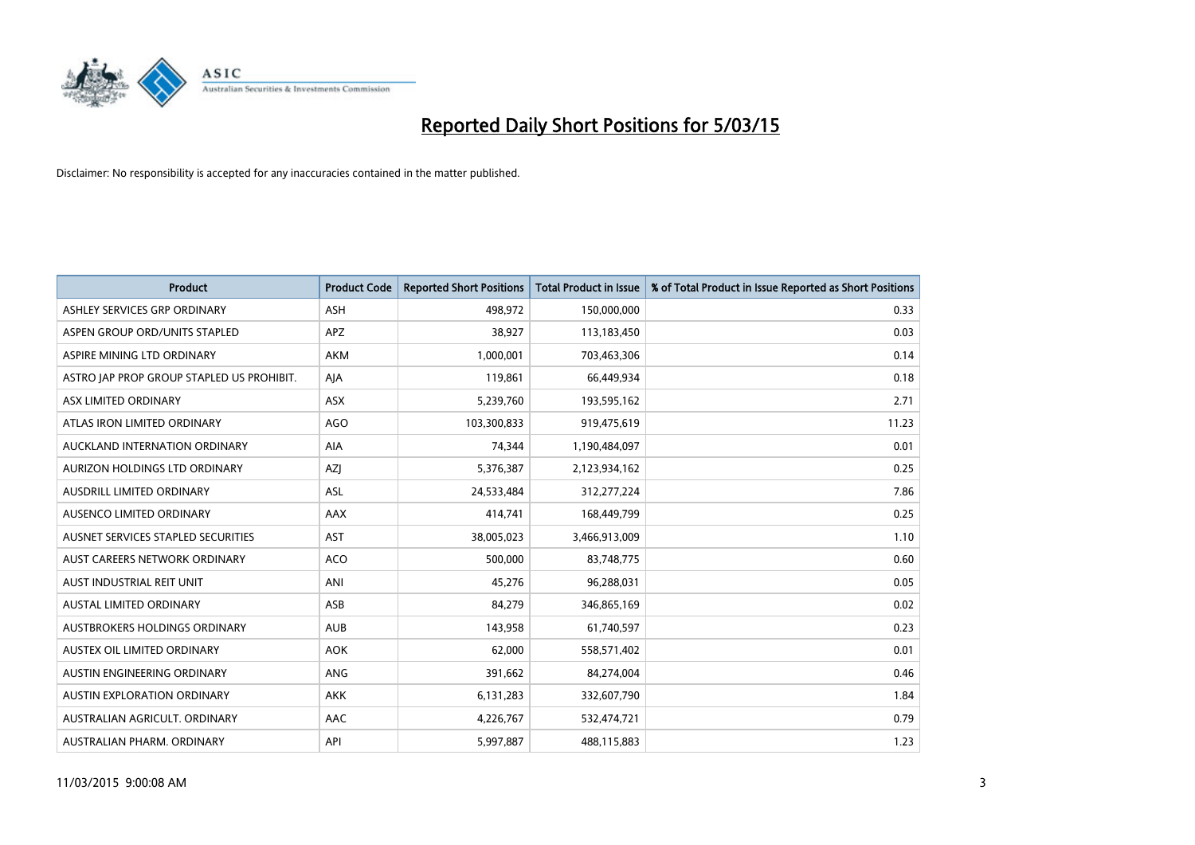# Reported Daily Short Positions for 5/03/15

Disclaimer: No responsibility is accepted for any inaccuracies contained in the matter published.

| Product | Product Code | Reported Short Positions | Total Product in Issue | % of Total Product in Issue Reported as Short Positions |
|---|---|---|---|---|
| ASHLEY SERVICES GRP ORDINARY | ASH | 498,972 | 150,000,000 | 0.33 |
| ASPEN GROUP ORD/UNITS STAPLED | APZ | 38,927 | 113,183,450 | 0.03 |
| ASPIRE MINING LTD ORDINARY | AKM | 1,000,001 | 703,463,306 | 0.14 |
| ASTRO JAP PROP GROUP STAPLED US PROHIBIT. | AJA | 119,861 | 66,449,934 | 0.18 |
| ASX LIMITED ORDINARY | ASX | 5,239,760 | 193,595,162 | 2.71 |
| ATLAS IRON LIMITED ORDINARY | AGO | 103,300,833 | 919,475,619 | 11.23 |
| AUCKLAND INTERNATION ORDINARY | AIA | 74,344 | 1,190,484,097 | 0.01 |
| AURIZON HOLDINGS LTD ORDINARY | AZJ | 5,376,387 | 2,123,934,162 | 0.25 |
| AUSDRILL LIMITED ORDINARY | ASL | 24,533,484 | 312,277,224 | 7.86 |
| AUSENCO LIMITED ORDINARY | AAX | 414,741 | 168,449,799 | 0.25 |
| AUSNET SERVICES STAPLED SECURITIES | AST | 38,005,023 | 3,466,913,009 | 1.10 |
| AUST CAREERS NETWORK ORDINARY | ACO | 500,000 | 83,748,775 | 0.60 |
| AUST INDUSTRIAL REIT UNIT | ANI | 45,276 | 96,288,031 | 0.05 |
| AUSTAL LIMITED ORDINARY | ASB | 84,279 | 346,865,169 | 0.02 |
| AUSTBROKERS HOLDINGS ORDINARY | AUB | 143,958 | 61,740,597 | 0.23 |
| AUSTEX OIL LIMITED ORDINARY | AOK | 62,000 | 558,571,402 | 0.01 |
| AUSTIN ENGINEERING ORDINARY | ANG | 391,662 | 84,274,004 | 0.46 |
| AUSTIN EXPLORATION ORDINARY | AKK | 6,131,283 | 332,607,790 | 1.84 |
| AUSTRALIAN AGRICULT. ORDINARY | AAC | 4,226,767 | 532,474,721 | 0.79 |
| AUSTRALIAN PHARM. ORDINARY | API | 5,997,887 | 488,115,883 | 1.23 |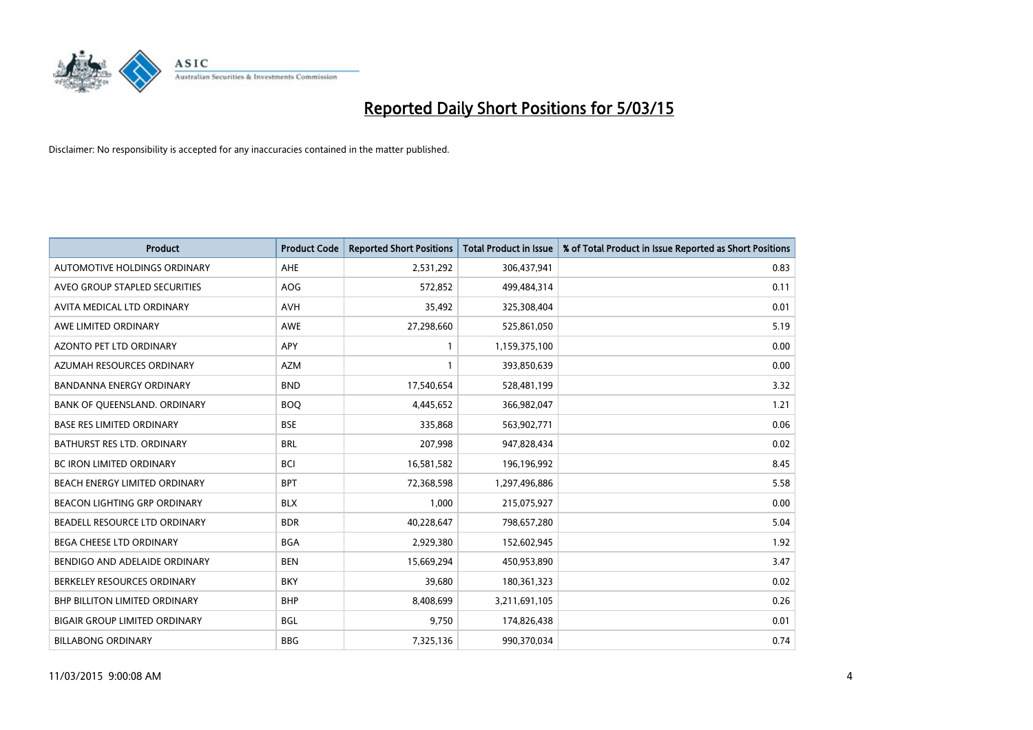# Reported Daily Short Positions for 5/03/15

Disclaimer: No responsibility is accepted for any inaccuracies contained in the matter published.

| Product | Product Code | Reported Short Positions | Total Product in Issue | % of Total Product in Issue Reported as Short Positions |
|---|---|---|---|---|
| AUTOMOTIVE HOLDINGS ORDINARY | AHE | 2,531,292 | 306,437,941 | 0.83 |
| AVEO GROUP STAPLED SECURITIES | AOG | 572,852 | 499,484,314 | 0.11 |
| AVITA MEDICAL LTD ORDINARY | AVH | 35,492 | 325,308,404 | 0.01 |
| AWE LIMITED ORDINARY | AWE | 27,298,660 | 525,861,050 | 5.19 |
| AZONTO PET LTD ORDINARY | APY | 1 | 1,159,375,100 | 0.00 |
| AZUMAH RESOURCES ORDINARY | AZM | 1 | 393,850,639 | 0.00 |
| BANDANNA ENERGY ORDINARY | BND | 17,540,654 | 528,481,199 | 3.32 |
| BANK OF QUEENSLAND. ORDINARY | BOQ | 4,445,652 | 366,982,047 | 1.21 |
| BASE RES LIMITED ORDINARY | BSE | 335,868 | 563,902,771 | 0.06 |
| BATHURST RES LTD. ORDINARY | BRL | 207,998 | 947,828,434 | 0.02 |
| BC IRON LIMITED ORDINARY | BCI | 16,581,582 | 196,196,992 | 8.45 |
| BEACH ENERGY LIMITED ORDINARY | BPT | 72,368,598 | 1,297,496,886 | 5.58 |
| BEACON LIGHTING GRP ORDINARY | BLX | 1,000 | 215,075,927 | 0.00 |
| BEADELL RESOURCE LTD ORDINARY | BDR | 40,228,647 | 798,657,280 | 5.04 |
| BEGA CHEESE LTD ORDINARY | BGA | 2,929,380 | 152,602,945 | 1.92 |
| BENDIGO AND ADELAIDE ORDINARY | BEN | 15,669,294 | 450,953,890 | 3.47 |
| BERKELEY RESOURCES ORDINARY | BKY | 39,680 | 180,361,323 | 0.02 |
| BHP BILLITON LIMITED ORDINARY | BHP | 8,408,699 | 3,211,691,105 | 0.26 |
| BIGAIR GROUP LIMITED ORDINARY | BGL | 9,750 | 174,826,438 | 0.01 |
| BILLABONG ORDINARY | BBG | 7,325,136 | 990,370,034 | 0.74 |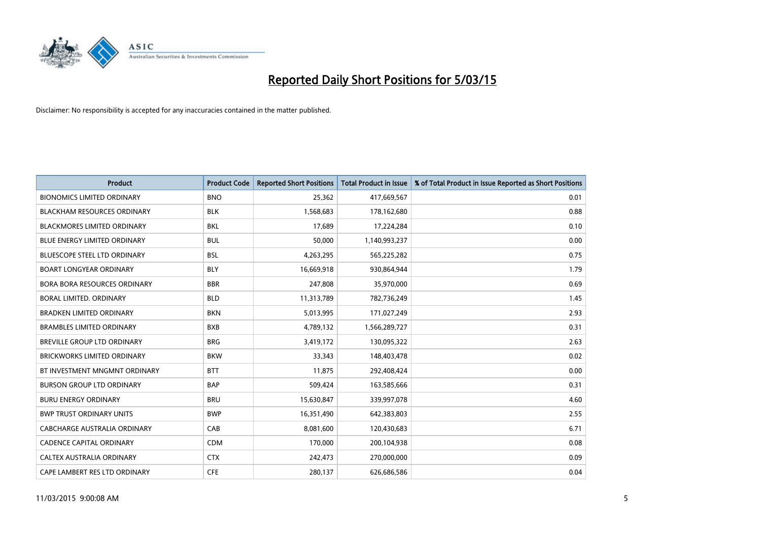# Reported Daily Short Positions for 5/03/15

Disclaimer: No responsibility is accepted for any inaccuracies contained in the matter published.

| Product | Product Code | Reported Short Positions | Total Product in Issue | % of Total Product in Issue Reported as Short Positions |
|---|---|---|---|---|
| BIONOMICS LIMITED ORDINARY | BNO | 25,362 | 417,669,567 | 0.01 |
| BLACKHAM RESOURCES ORDINARY | BLK | 1,568,683 | 178,162,680 | 0.88 |
| BLACKMORES LIMITED ORDINARY | BKL | 17,689 | 17,224,284 | 0.10 |
| BLUE ENERGY LIMITED ORDINARY | BUL | 50,000 | 1,140,993,237 | 0.00 |
| BLUESCOPE STEEL LTD ORDINARY | BSL | 4,263,295 | 565,225,282 | 0.75 |
| BOART LONGYEAR ORDINARY | BLY | 16,669,918 | 930,864,944 | 1.79 |
| BORA BORA RESOURCES ORDINARY | BBR | 247,808 | 35,970,000 | 0.69 |
| BORAL LIMITED. ORDINARY | BLD | 11,313,789 | 782,736,249 | 1.45 |
| BRADKEN LIMITED ORDINARY | BKN | 5,013,995 | 171,027,249 | 2.93 |
| BRAMBLES LIMITED ORDINARY | BXB | 4,789,132 | 1,566,289,727 | 0.31 |
| BREVILLE GROUP LTD ORDINARY | BRG | 3,419,172 | 130,095,322 | 2.63 |
| BRICKWORKS LIMITED ORDINARY | BKW | 33,343 | 148,403,478 | 0.02 |
| BT INVESTMENT MNGMNT ORDINARY | BTT | 11,875 | 292,408,424 | 0.00 |
| BURSON GROUP LTD ORDINARY | BAP | 509,424 | 163,585,666 | 0.31 |
| BURU ENERGY ORDINARY | BRU | 15,630,847 | 339,997,078 | 4.60 |
| BWP TRUST ORDINARY UNITS | BWP | 16,351,490 | 642,383,803 | 2.55 |
| CABCHARGE AUSTRALIA ORDINARY | CAB | 8,081,600 | 120,430,683 | 6.71 |
| CADENCE CAPITAL ORDINARY | CDM | 170,000 | 200,104,938 | 0.08 |
| CALTEX AUSTRALIA ORDINARY | CTX | 242,473 | 270,000,000 | 0.09 |
| CAPE LAMBERT RES LTD ORDINARY | CFE | 280,137 | 626,686,586 | 0.04 |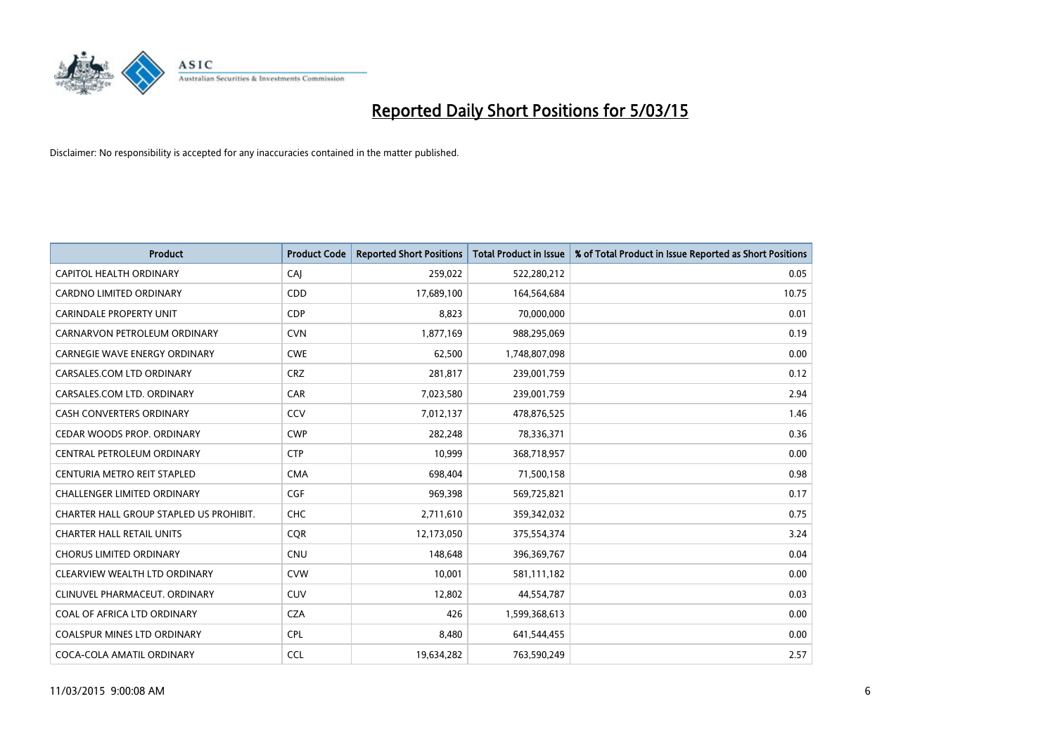# Reported Daily Short Positions for 5/03/15

Disclaimer: No responsibility is accepted for any inaccuracies contained in the matter published.

| Product | Product Code | Reported Short Positions | Total Product in Issue | % of Total Product in Issue Reported as Short Positions |
|---|---|---|---|---|
| CAPITOL HEALTH ORDINARY | CAJ | 259,022 | 522,280,212 | 0.05 |
| CARDNO LIMITED ORDINARY | CDD | 17,689,100 | 164,564,684 | 10.75 |
| CARINDALE PROPERTY UNIT | CDP | 8,823 | 70,000,000 | 0.01 |
| CARNARVON PETROLEUM ORDINARY | CVN | 1,877,169 | 988,295,069 | 0.19 |
| CARNEGIE WAVE ENERGY ORDINARY | CWE | 62,500 | 1,748,807,098 | 0.00 |
| CARSALES.COM LTD ORDINARY | CRZ | 281,817 | 239,001,759 | 0.12 |
| CARSALES.COM LTD. ORDINARY | CAR | 7,023,580 | 239,001,759 | 2.94 |
| CASH CONVERTERS ORDINARY | CCV | 7,012,137 | 478,876,525 | 1.46 |
| CEDAR WOODS PROP. ORDINARY | CWP | 282,248 | 78,336,371 | 0.36 |
| CENTRAL PETROLEUM ORDINARY | CTP | 10,999 | 368,718,957 | 0.00 |
| CENTURIA METRO REIT STAPLED | CMA | 698,404 | 71,500,158 | 0.98 |
| CHALLENGER LIMITED ORDINARY | CGF | 969,398 | 569,725,821 | 0.17 |
| CHARTER HALL GROUP STAPLED US PROHIBIT. | CHC | 2,711,610 | 359,342,032 | 0.75 |
| CHARTER HALL RETAIL UNITS | CQR | 12,173,050 | 375,554,374 | 3.24 |
| CHORUS LIMITED ORDINARY | CNU | 148,648 | 396,369,767 | 0.04 |
| CLEARVIEW WEALTH LTD ORDINARY | CVW | 10,001 | 581,111,182 | 0.00 |
| CLINUVEL PHARMACEUT. ORDINARY | CUV | 12,802 | 44,554,787 | 0.03 |
| COAL OF AFRICA LTD ORDINARY | CZA | 426 | 1,599,368,613 | 0.00 |
| COALSPUR MINES LTD ORDINARY | CPL | 8,480 | 641,544,455 | 0.00 |
| COCA-COLA AMATIL ORDINARY | CCL | 19,634,282 | 763,590,249 | 2.57 |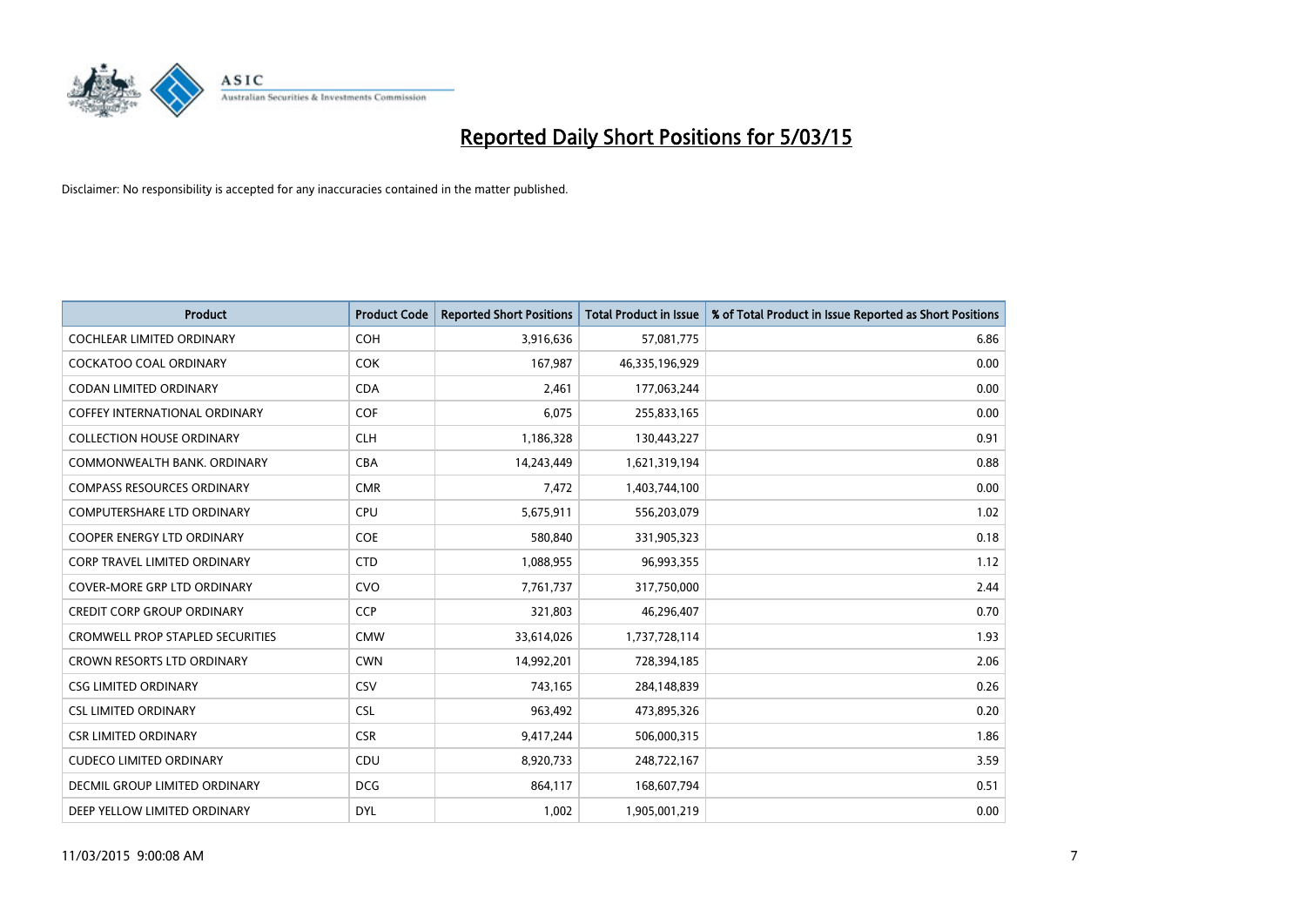# Reported Daily Short Positions for 5/03/15

Disclaimer: No responsibility is accepted for any inaccuracies contained in the matter published.

| Product | Product Code | Reported Short Positions | Total Product in Issue | % of Total Product in Issue Reported as Short Positions |
|---|---|---|---|---|
| COCHLEAR LIMITED ORDINARY | COH | 3,916,636 | 57,081,775 | 6.86 |
| COCKATOO COAL ORDINARY | COK | 167,987 | 46,335,196,929 | 0.00 |
| CODAN LIMITED ORDINARY | CDA | 2,461 | 177,063,244 | 0.00 |
| COFFEY INTERNATIONAL ORDINARY | COF | 6,075 | 255,833,165 | 0.00 |
| COLLECTION HOUSE ORDINARY | CLH | 1,186,328 | 130,443,227 | 0.91 |
| COMMONWEALTH BANK. ORDINARY | CBA | 14,243,449 | 1,621,319,194 | 0.88 |
| COMPASS RESOURCES ORDINARY | CMR | 7,472 | 1,403,744,100 | 0.00 |
| COMPUTERSHARE LTD ORDINARY | CPU | 5,675,911 | 556,203,079 | 1.02 |
| COOPER ENERGY LTD ORDINARY | COE | 580,840 | 331,905,323 | 0.18 |
| CORP TRAVEL LIMITED ORDINARY | CTD | 1,088,955 | 96,993,355 | 1.12 |
| COVER-MORE GRP LTD ORDINARY | CVO | 7,761,737 | 317,750,000 | 2.44 |
| CREDIT CORP GROUP ORDINARY | CCP | 321,803 | 46,296,407 | 0.70 |
| CROMWELL PROP STAPLED SECURITIES | CMW | 33,614,026 | 1,737,728,114 | 1.93 |
| CROWN RESORTS LTD ORDINARY | CWN | 14,992,201 | 728,394,185 | 2.06 |
| CSG LIMITED ORDINARY | CSV | 743,165 | 284,148,839 | 0.26 |
| CSL LIMITED ORDINARY | CSL | 963,492 | 473,895,326 | 0.20 |
| CSR LIMITED ORDINARY | CSR | 9,417,244 | 506,000,315 | 1.86 |
| CUDECO LIMITED ORDINARY | CDU | 8,920,733 | 248,722,167 | 3.59 |
| DECMIL GROUP LIMITED ORDINARY | DCG | 864,117 | 168,607,794 | 0.51 |
| DEEP YELLOW LIMITED ORDINARY | DYL | 1,002 | 1,905,001,219 | 0.00 |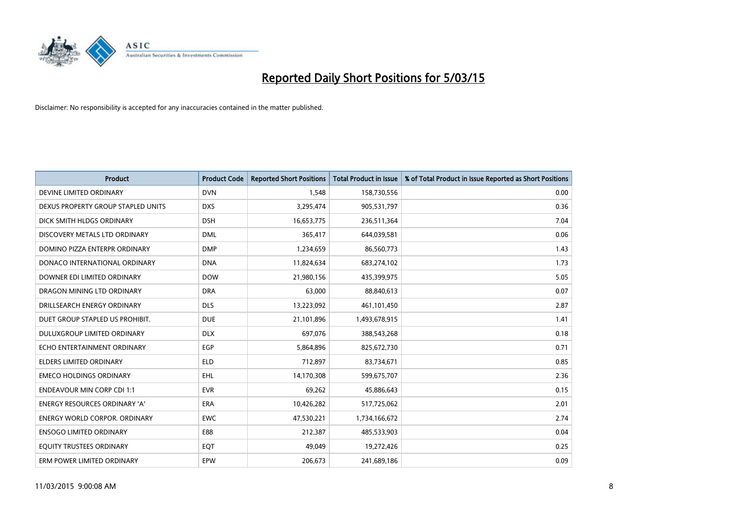# Reported Daily Short Positions for 5/03/15

Disclaimer: No responsibility is accepted for any inaccuracies contained in the matter published.

| Product | Product Code | Reported Short Positions | Total Product in Issue | % of Total Product in Issue Reported as Short Positions |
| --- | --- | --- | --- | --- |
| DEVINE LIMITED ORDINARY | DVN | 1,548 | 158,730,556 | 0.00 |
| DEXUS PROPERTY GROUP STAPLED UNITS | DXS | 3,295,474 | 905,531,797 | 0.36 |
| DICK SMITH HLDGS ORDINARY | DSH | 16,653,775 | 236,511,364 | 7.04 |
| DISCOVERY METALS LTD ORDINARY | DML | 365,417 | 644,039,581 | 0.06 |
| DOMINO PIZZA ENTERPR ORDINARY | DMP | 1,234,659 | 86,560,773 | 1.43 |
| DONACO INTERNATIONAL ORDINARY | DNA | 11,824,634 | 683,274,102 | 1.73 |
| DOWNER EDI LIMITED ORDINARY | DOW | 21,980,156 | 435,399,975 | 5.05 |
| DRAGON MINING LTD ORDINARY | DRA | 63,000 | 88,840,613 | 0.07 |
| DRILLSEARCH ENERGY ORDINARY | DLS | 13,223,092 | 461,101,450 | 2.87 |
| DUET GROUP STAPLED US PROHIBIT. | DUE | 21,101,896 | 1,493,678,915 | 1.41 |
| DULUXGROUP LIMITED ORDINARY | DLX | 697,076 | 388,543,268 | 0.18 |
| ECHO ENTERTAINMENT ORDINARY | EGP | 5,864,896 | 825,672,730 | 0.71 |
| ELDERS LIMITED ORDINARY | ELD | 712,897 | 83,734,671 | 0.85 |
| EMECO HOLDINGS ORDINARY | EHL | 14,170,308 | 599,675,707 | 2.36 |
| ENDEAVOUR MIN CORP CDI 1:1 | EVR | 69,262 | 45,886,643 | 0.15 |
| ENERGY RESOURCES ORDINARY 'A' | ERA | 10,426,282 | 517,725,062 | 2.01 |
| ENERGY WORLD CORPOR. ORDINARY | EWC | 47,530,221 | 1,734,166,672 | 2.74 |
| ENSOGO LIMITED ORDINARY | E88 | 212,387 | 485,533,903 | 0.04 |
| EQUITY TRUSTEES ORDINARY | EQT | 49,049 | 19,272,426 | 0.25 |
| ERM POWER LIMITED ORDINARY | EPW | 206,673 | 241,689,186 | 0.09 |

11/03/2015 9:00:08 AM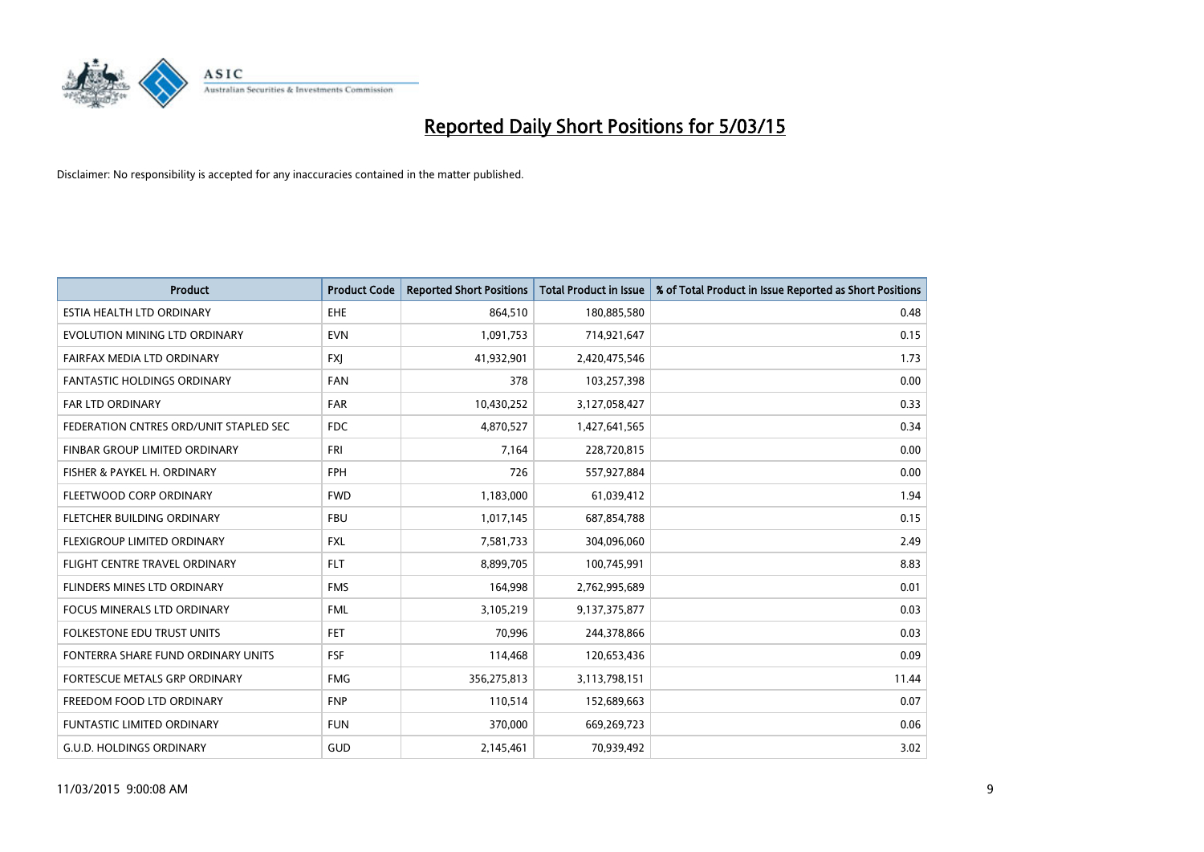# Reported Daily Short Positions for 5/03/15

Disclaimer: No responsibility is accepted for any inaccuracies contained in the matter published.

| Product | Product Code | Reported Short Positions | Total Product in Issue | % of Total Product in Issue Reported as Short Positions |
|---|---|---|---|---|
| ESTIA HEALTH LTD ORDINARY | EHE | 864,510 | 180,885,580 | 0.48 |
| EVOLUTION MINING LTD ORDINARY | EVN | 1,091,753 | 714,921,647 | 0.15 |
| FAIRFAX MEDIA LTD ORDINARY | FXJ | 41,932,901 | 2,420,475,546 | 1.73 |
| FANTASTIC HOLDINGS ORDINARY | FAN | 378 | 103,257,398 | 0.00 |
| FAR LTD ORDINARY | FAR | 10,430,252 | 3,127,058,427 | 0.33 |
| FEDERATION CNTRES ORD/UNIT STAPLED SEC | FDC | 4,870,527 | 1,427,641,565 | 0.34 |
| FINBAR GROUP LIMITED ORDINARY | FRI | 7,164 | 228,720,815 | 0.00 |
| FISHER & PAYKEL H. ORDINARY | FPH | 726 | 557,927,884 | 0.00 |
| FLEETWOOD CORP ORDINARY | FWD | 1,183,000 | 61,039,412 | 1.94 |
| FLETCHER BUILDING ORDINARY | FBU | 1,017,145 | 687,854,788 | 0.15 |
| FLEXIGROUP LIMITED ORDINARY | FXL | 7,581,733 | 304,096,060 | 2.49 |
| FLIGHT CENTRE TRAVEL ORDINARY | FLT | 8,899,705 | 100,745,991 | 8.83 |
| FLINDERS MINES LTD ORDINARY | FMS | 164,998 | 2,762,995,689 | 0.01 |
| FOCUS MINERALS LTD ORDINARY | FML | 3,105,219 | 9,137,375,877 | 0.03 |
| FOLKESTONE EDU TRUST UNITS | FET | 70,996 | 244,378,866 | 0.03 |
| FONTERRA SHARE FUND ORDINARY UNITS | FSF | 114,468 | 120,653,436 | 0.09 |
| FORTESCUE METALS GRP ORDINARY | FMG | 356,275,813 | 3,113,798,151 | 11.44 |
| FREEDOM FOOD LTD ORDINARY | FNP | 110,514 | 152,689,663 | 0.07 |
| FUNTASTIC LIMITED ORDINARY | FUN | 370,000 | 669,269,723 | 0.06 |
| G.U.D. HOLDINGS ORDINARY | GUD | 2,145,461 | 70,939,492 | 3.02 |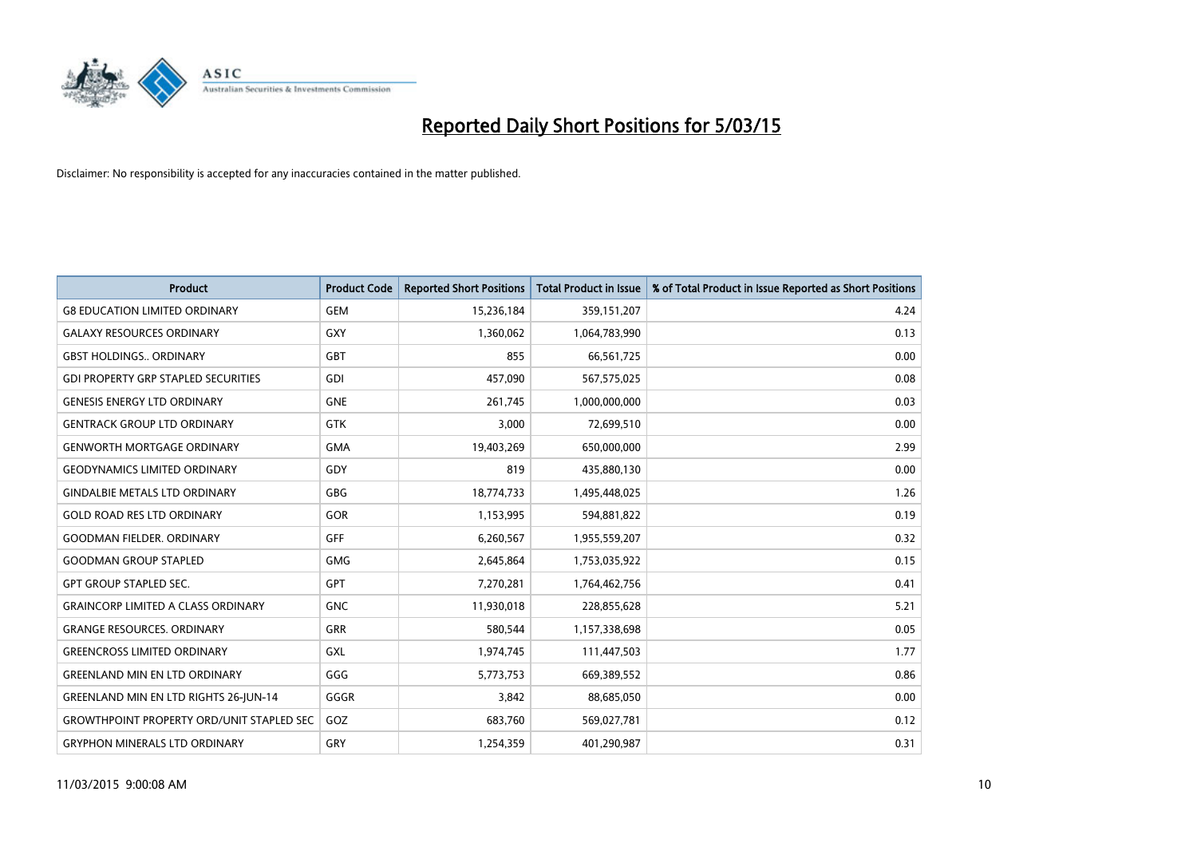# Reported Daily Short Positions for 5/03/15

Disclaimer: No responsibility is accepted for any inaccuracies contained in the matter published.

| Product | Product Code | Reported Short Positions | Total Product in Issue | % of Total Product in Issue Reported as Short Positions |
|---|---|---|---|---|
| G8 EDUCATION LIMITED ORDINARY | GEM | 15,236,184 | 359,151,207 | 4.24 |
| GALAXY RESOURCES ORDINARY | GXY | 1,360,062 | 1,064,783,990 | 0.13 |
| GBST HOLDINGS.. ORDINARY | GBT | 855 | 66,561,725 | 0.00 |
| GDI PROPERTY GRP STAPLED SECURITIES | GDI | 457,090 | 567,575,025 | 0.08 |
| GENESIS ENERGY LTD ORDINARY | GNE | 261,745 | 1,000,000,000 | 0.03 |
| GENTRACK GROUP LTD ORDINARY | GTK | 3,000 | 72,699,510 | 0.00 |
| GENWORTH MORTGAGE ORDINARY | GMA | 19,403,269 | 650,000,000 | 2.99 |
| GEODYNAMICS LIMITED ORDINARY | GDY | 819 | 435,880,130 | 0.00 |
| GINDALBIE METALS LTD ORDINARY | GBG | 18,774,733 | 1,495,448,025 | 1.26 |
| GOLD ROAD RES LTD ORDINARY | GOR | 1,153,995 | 594,881,822 | 0.19 |
| GOODMAN FIELDER. ORDINARY | GFF | 6,260,567 | 1,955,559,207 | 0.32 |
| GOODMAN GROUP STAPLED | GMG | 2,645,864 | 1,753,035,922 | 0.15 |
| GPT GROUP STAPLED SEC. | GPT | 7,270,281 | 1,764,462,756 | 0.41 |
| GRAINCORP LIMITED A CLASS ORDINARY | GNC | 11,930,018 | 228,855,628 | 5.21 |
| GRANGE RESOURCES. ORDINARY | GRR | 580,544 | 1,157,338,698 | 0.05 |
| GREENCROSS LIMITED ORDINARY | GXL | 1,974,745 | 111,447,503 | 1.77 |
| GREENLAND MIN EN LTD ORDINARY | GGG | 5,773,753 | 669,389,552 | 0.86 |
| GREENLAND MIN EN LTD RIGHTS 26-JUN-14 | GGGR | 3,842 | 88,685,050 | 0.00 |
| GROWTHPOINT PROPERTY ORD/UNIT STAPLED SEC | GOZ | 683,760 | 569,027,781 | 0.12 |
| GRYPHON MINERALS LTD ORDINARY | GRY | 1,254,359 | 401,290,987 | 0.31 |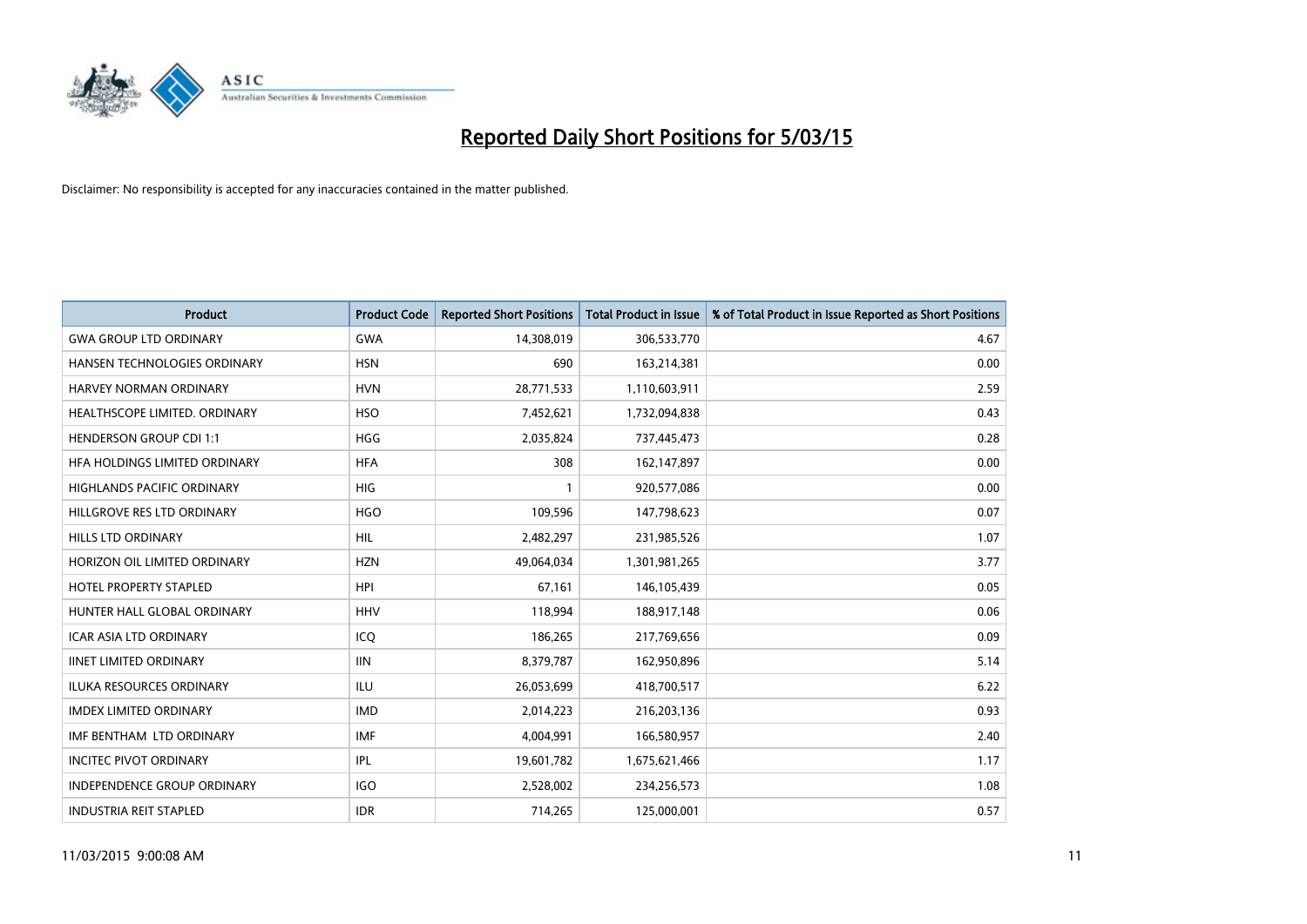# Reported Daily Short Positions for 5/03/15

Disclaimer: No responsibility is accepted for any inaccuracies contained in the matter published.

| Product | Product Code | Reported Short Positions | Total Product in Issue | % of Total Product in Issue Reported as Short Positions |
|---|---|---|---|---|
| GWA GROUP LTD ORDINARY | GWA | 14,308,019 | 306,533,770 | 4.67 |
| HANSEN TECHNOLOGIES ORDINARY | HSN | 690 | 163,214,381 | 0.00 |
| HARVEY NORMAN ORDINARY | HVN | 28,771,533 | 1,110,603,911 | 2.59 |
| HEALTHSCOPE LIMITED. ORDINARY | HSO | 7,452,621 | 1,732,094,838 | 0.43 |
| HENDERSON GROUP CDI 1:1 | HGG | 2,035,824 | 737,445,473 | 0.28 |
| HFA HOLDINGS LIMITED ORDINARY | HFA | 308 | 162,147,897 | 0.00 |
| HIGHLANDS PACIFIC ORDINARY | HIG | 1 | 920,577,086 | 0.00 |
| HILLGROVE RES LTD ORDINARY | HGO | 109,596 | 147,798,623 | 0.07 |
| HILLS LTD ORDINARY | HIL | 2,482,297 | 231,985,526 | 1.07 |
| HORIZON OIL LIMITED ORDINARY | HZN | 49,064,034 | 1,301,981,265 | 3.77 |
| HOTEL PROPERTY STAPLED | HPI | 67,161 | 146,105,439 | 0.05 |
| HUNTER HALL GLOBAL ORDINARY | HHV | 118,994 | 188,917,148 | 0.06 |
| ICAR ASIA LTD ORDINARY | ICQ | 186,265 | 217,769,656 | 0.09 |
| IINET LIMITED ORDINARY | IIN | 8,379,787 | 162,950,896 | 5.14 |
| ILUKA RESOURCES ORDINARY | ILU | 26,053,699 | 418,700,517 | 6.22 |
| IMDEX LIMITED ORDINARY | IMD | 2,014,223 | 216,203,136 | 0.93 |
| IMF BENTHAM LTD ORDINARY | IMF | 4,004,991 | 166,580,957 | 2.40 |
| INCITEC PIVOT ORDINARY | IPL | 19,601,782 | 1,675,621,466 | 1.17 |
| INDEPENDENCE GROUP ORDINARY | IGO | 2,528,002 | 234,256,573 | 1.08 |
| INDUSTRIA REIT STAPLED | IDR | 714,265 | 125,000,001 | 0.57 |

11/03/2015 9:00:08 AM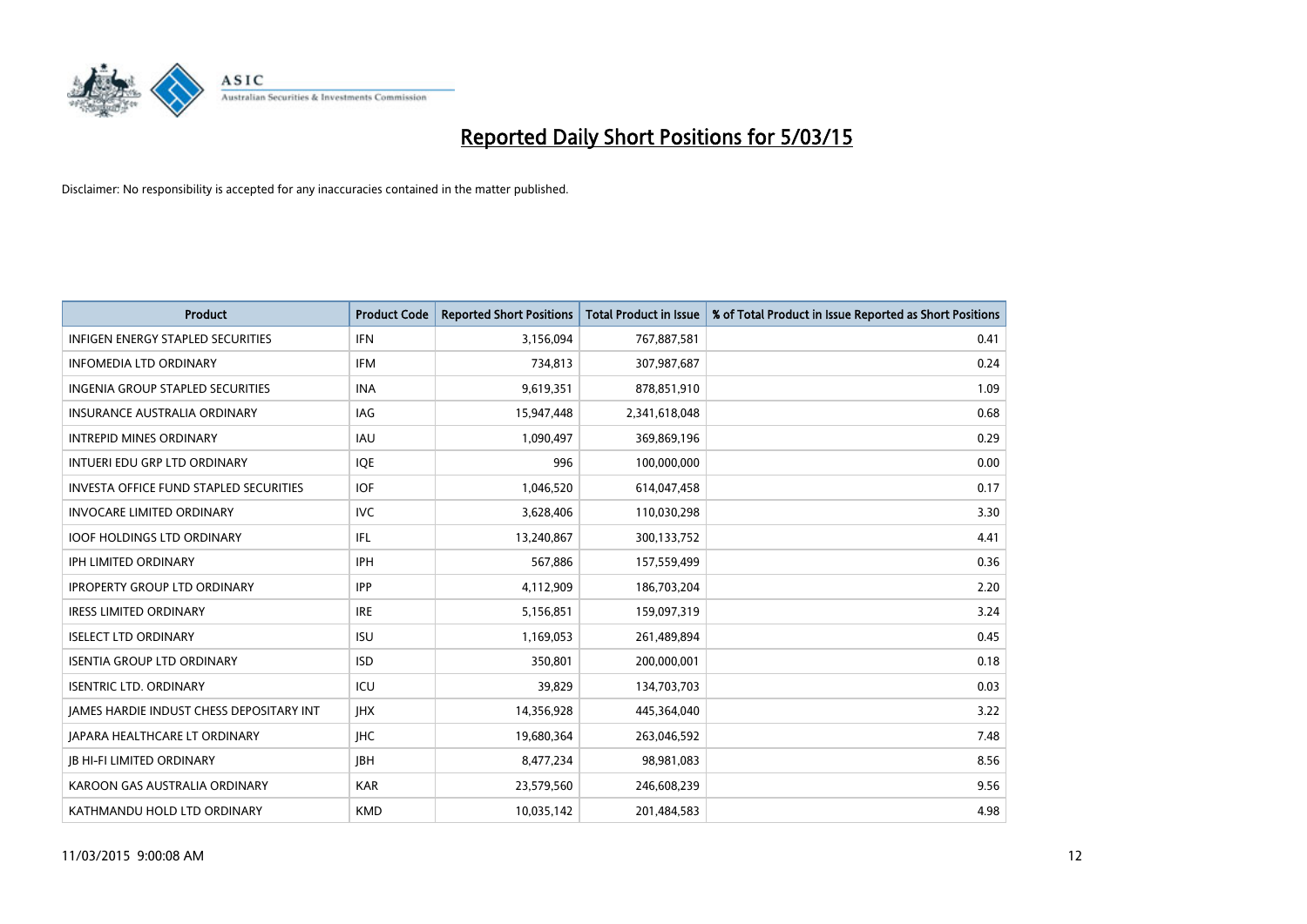# Reported Daily Short Positions for 5/03/15

Disclaimer: No responsibility is accepted for any inaccuracies contained in the matter published.

| Product | Product Code | Reported Short Positions | Total Product in Issue | % of Total Product in Issue Reported as Short Positions |
|---|---|---|---|---|
| INFIGEN ENERGY STAPLED SECURITIES | IFN | 3,156,094 | 767,887,581 | 0.41 |
| INFOMEDIA LTD ORDINARY | IFM | 734,813 | 307,987,687 | 0.24 |
| INGENIA GROUP STAPLED SECURITIES | INA | 9,619,351 | 878,851,910 | 1.09 |
| INSURANCE AUSTRALIA ORDINARY | IAG | 15,947,448 | 2,341,618,048 | 0.68 |
| INTREPID MINES ORDINARY | IAU | 1,090,497 | 369,869,196 | 0.29 |
| INTUERI EDU GRP LTD ORDINARY | IQE | 996 | 100,000,000 | 0.00 |
| INVESTA OFFICE FUND STAPLED SECURITIES | IOF | 1,046,520 | 614,047,458 | 0.17 |
| INVOCARE LIMITED ORDINARY | IVC | 3,628,406 | 110,030,298 | 3.30 |
| IOOF HOLDINGS LTD ORDINARY | IFL | 13,240,867 | 300,133,752 | 4.41 |
| IPH LIMITED ORDINARY | IPH | 567,886 | 157,559,499 | 0.36 |
| IPROPERTY GROUP LTD ORDINARY | IPP | 4,112,909 | 186,703,204 | 2.20 |
| IRESS LIMITED ORDINARY | IRE | 5,156,851 | 159,097,319 | 3.24 |
| ISELECT LTD ORDINARY | ISU | 1,169,053 | 261,489,894 | 0.45 |
| ISENTIA GROUP LTD ORDINARY | ISD | 350,801 | 200,000,001 | 0.18 |
| ISENTRIC LTD. ORDINARY | ICU | 39,829 | 134,703,703 | 0.03 |
| JAMES HARDIE INDUST CHESS DEPOSITARY INT | JHX | 14,356,928 | 445,364,040 | 3.22 |
| JAPARA HEALTHCARE LT ORDINARY | JHC | 19,680,364 | 263,046,592 | 7.48 |
| JB HI-FI LIMITED ORDINARY | JBH | 8,477,234 | 98,981,083 | 8.56 |
| KAROON GAS AUSTRALIA ORDINARY | KAR | 23,579,560 | 246,608,239 | 9.56 |
| KATHMANDU HOLD LTD ORDINARY | KMD | 10,035,142 | 201,484,583 | 4.98 |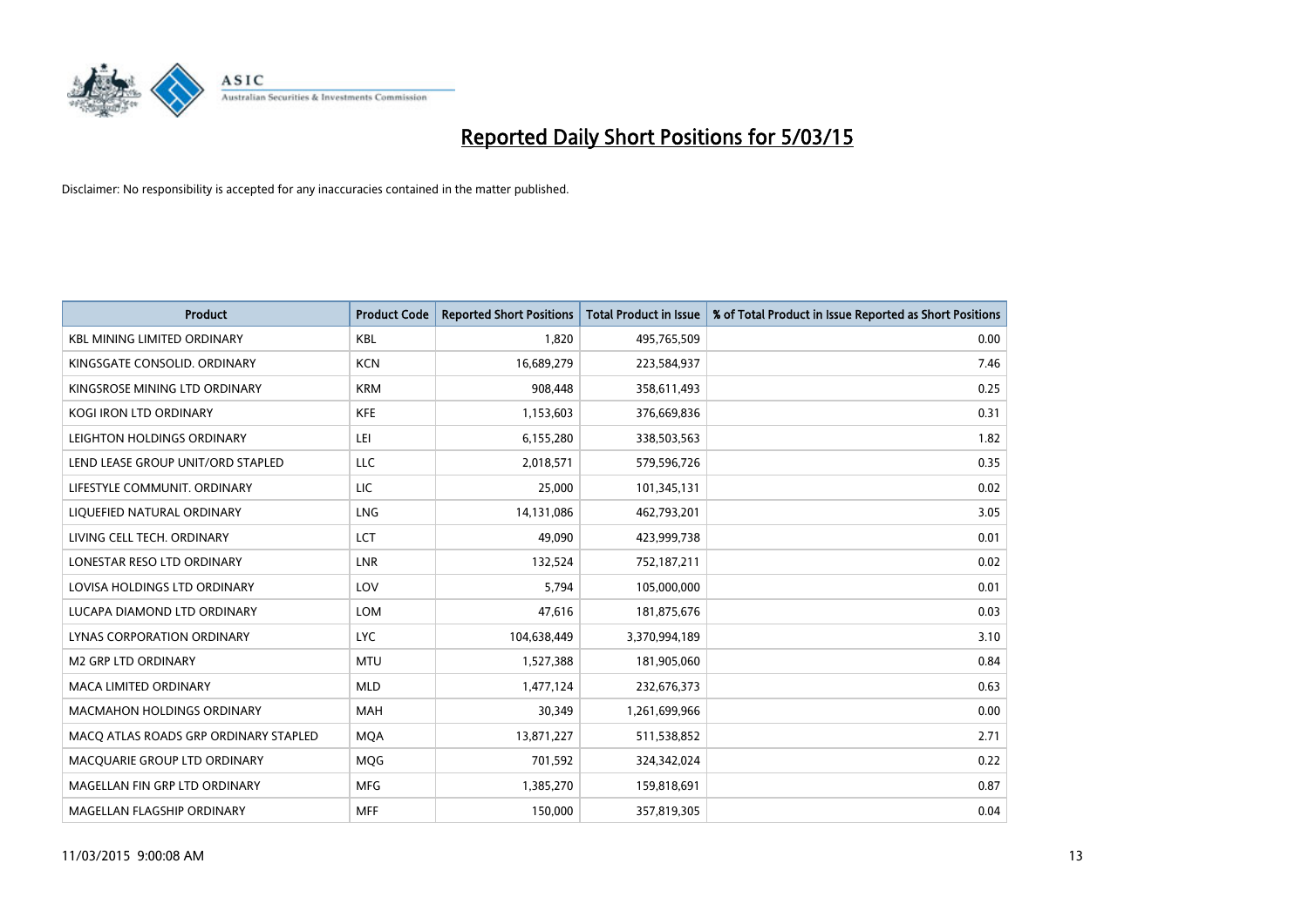# Reported Daily Short Positions for 5/03/15

Disclaimer: No responsibility is accepted for any inaccuracies contained in the matter published.

| Product | Product Code | Reported Short Positions | Total Product in Issue | % of Total Product in Issue Reported as Short Positions |
|---|---|---|---|---|
| KBL MINING LIMITED ORDINARY | KBL | 1,820 | 495,765,509 | 0.00 |
| KINGSGATE CONSOLID. ORDINARY | KCN | 16,689,279 | 223,584,937 | 7.46 |
| KINGSROSE MINING LTD ORDINARY | KRM | 908,448 | 358,611,493 | 0.25 |
| KOGI IRON LTD ORDINARY | KFE | 1,153,603 | 376,669,836 | 0.31 |
| LEIGHTON HOLDINGS ORDINARY | LEI | 6,155,280 | 338,503,563 | 1.82 |
| LEND LEASE GROUP UNIT/ORD STAPLED | LLC | 2,018,571 | 579,596,726 | 0.35 |
| LIFESTYLE COMMUNIT. ORDINARY | LIC | 25,000 | 101,345,131 | 0.02 |
| LIQUEFIED NATURAL ORDINARY | LNG | 14,131,086 | 462,793,201 | 3.05 |
| LIVING CELL TECH. ORDINARY | LCT | 49,090 | 423,999,738 | 0.01 |
| LONESTAR RESO LTD ORDINARY | LNR | 132,524 | 752,187,211 | 0.02 |
| LOVISA HOLDINGS LTD ORDINARY | LOV | 5,794 | 105,000,000 | 0.01 |
| LUCAPA DIAMOND LTD ORDINARY | LOM | 47,616 | 181,875,676 | 0.03 |
| LYNAS CORPORATION ORDINARY | LYC | 104,638,449 | 3,370,994,189 | 3.10 |
| M2 GRP LTD ORDINARY | MTU | 1,527,388 | 181,905,060 | 0.84 |
| MACA LIMITED ORDINARY | MLD | 1,477,124 | 232,676,373 | 0.63 |
| MACMAHON HOLDINGS ORDINARY | MAH | 30,349 | 1,261,699,966 | 0.00 |
| MACQ ATLAS ROADS GRP ORDINARY STAPLED | MQA | 13,871,227 | 511,538,852 | 2.71 |
| MACQUARIE GROUP LTD ORDINARY | MQG | 701,592 | 324,342,024 | 0.22 |
| MAGELLAN FIN GRP LTD ORDINARY | MFG | 1,385,270 | 159,818,691 | 0.87 |
| MAGELLAN FLAGSHIP ORDINARY | MFF | 150,000 | 357,819,305 | 0.04 |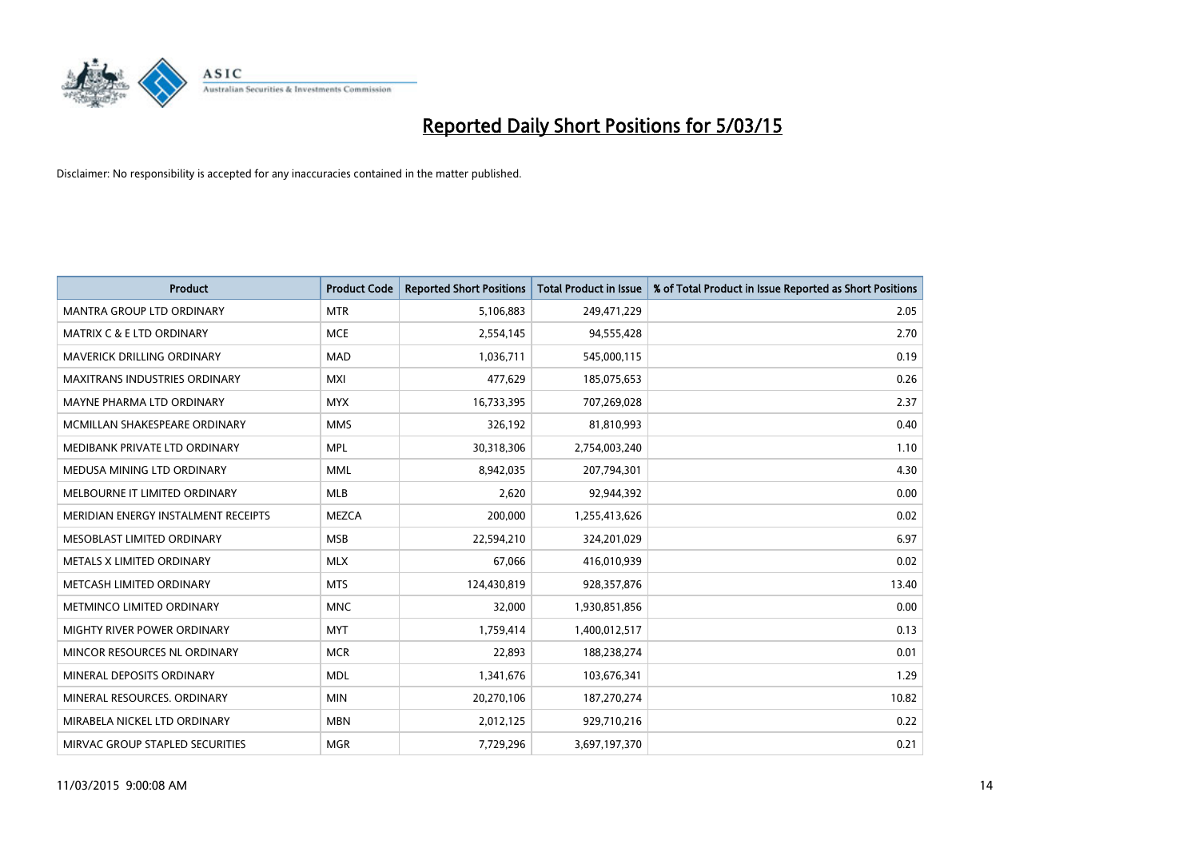# Reported Daily Short Positions for 5/03/15

Disclaimer: No responsibility is accepted for any inaccuracies contained in the matter published.

| Product | Product Code | Reported Short Positions | Total Product in Issue | % of Total Product in Issue Reported as Short Positions |
|---|---|---|---|---|
| MANTRA GROUP LTD ORDINARY | MTR | 5,106,883 | 249,471,229 | 2.05 |
| MATRIX C & E LTD ORDINARY | MCE | 2,554,145 | 94,555,428 | 2.70 |
| MAVERICK DRILLING ORDINARY | MAD | 1,036,711 | 545,000,115 | 0.19 |
| MAXITRANS INDUSTRIES ORDINARY | MXI | 477,629 | 185,075,653 | 0.26 |
| MAYNE PHARMA LTD ORDINARY | MYX | 16,733,395 | 707,269,028 | 2.37 |
| MCMILLAN SHAKESPEARE ORDINARY | MMS | 326,192 | 81,810,993 | 0.40 |
| MEDIBANK PRIVATE LTD ORDINARY | MPL | 30,318,306 | 2,754,003,240 | 1.10 |
| MEDUSA MINING LTD ORDINARY | MML | 8,942,035 | 207,794,301 | 4.30 |
| MELBOURNE IT LIMITED ORDINARY | MLB | 2,620 | 92,944,392 | 0.00 |
| MERIDIAN ENERGY INSTALMENT RECEIPTS | MEZCA | 200,000 | 1,255,413,626 | 0.02 |
| MESOBLAST LIMITED ORDINARY | MSB | 22,594,210 | 324,201,029 | 6.97 |
| METALS X LIMITED ORDINARY | MLX | 67,066 | 416,010,939 | 0.02 |
| METCASH LIMITED ORDINARY | MTS | 124,430,819 | 928,357,876 | 13.40 |
| METMINCO LIMITED ORDINARY | MNC | 32,000 | 1,930,851,856 | 0.00 |
| MIGHTY RIVER POWER ORDINARY | MYT | 1,759,414 | 1,400,012,517 | 0.13 |
| MINCOR RESOURCES NL ORDINARY | MCR | 22,893 | 188,238,274 | 0.01 |
| MINERAL DEPOSITS ORDINARY | MDL | 1,341,676 | 103,676,341 | 1.29 |
| MINERAL RESOURCES. ORDINARY | MIN | 20,270,106 | 187,270,274 | 10.82 |
| MIRABELA NICKEL LTD ORDINARY | MBN | 2,012,125 | 929,710,216 | 0.22 |
| MIRVAC GROUP STAPLED SECURITIES | MGR | 7,729,296 | 3,697,197,370 | 0.21 |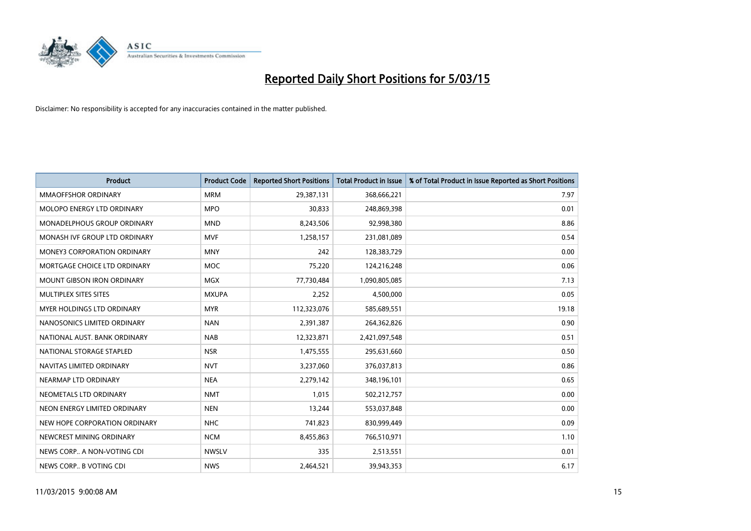# Reported Daily Short Positions for 5/03/15

Disclaimer: No responsibility is accepted for any inaccuracies contained in the matter published.

| Product | Product Code | Reported Short Positions | Total Product in Issue | % of Total Product in Issue Reported as Short Positions |
|---|---|---|---|---|
| MMAOFFSHOR ORDINARY | MRM | 29,387,131 | 368,666,221 | 7.97 |
| MOLOPO ENERGY LTD ORDINARY | MPO | 30,833 | 248,869,398 | 0.01 |
| MONADELPHOUS GROUP ORDINARY | MND | 8,243,506 | 92,998,380 | 8.86 |
| MONASH IVF GROUP LTD ORDINARY | MVF | 1,258,157 | 231,081,089 | 0.54 |
| MONEY3 CORPORATION ORDINARY | MNY | 242 | 128,383,729 | 0.00 |
| MORTGAGE CHOICE LTD ORDINARY | MOC | 75,220 | 124,216,248 | 0.06 |
| MOUNT GIBSON IRON ORDINARY | MGX | 77,730,484 | 1,090,805,085 | 7.13 |
| MULTIPLEX SITES SITES | MXUPA | 2,252 | 4,500,000 | 0.05 |
| MYER HOLDINGS LTD ORDINARY | MYR | 112,323,076 | 585,689,551 | 19.18 |
| NANOSONICS LIMITED ORDINARY | NAN | 2,391,387 | 264,362,826 | 0.90 |
| NATIONAL AUST. BANK ORDINARY | NAB | 12,323,871 | 2,421,097,548 | 0.51 |
| NATIONAL STORAGE STAPLED | NSR | 1,475,555 | 295,631,660 | 0.50 |
| NAVITAS LIMITED ORDINARY | NVT | 3,237,060 | 376,037,813 | 0.86 |
| NEARMAP LTD ORDINARY | NEA | 2,279,142 | 348,196,101 | 0.65 |
| NEOMETALS LTD ORDINARY | NMT | 1,015 | 502,212,757 | 0.00 |
| NEON ENERGY LIMITED ORDINARY | NEN | 13,244 | 553,037,848 | 0.00 |
| NEW HOPE CORPORATION ORDINARY | NHC | 741,823 | 830,999,449 | 0.09 |
| NEWCREST MINING ORDINARY | NCM | 8,455,863 | 766,510,971 | 1.10 |
| NEWS CORP.. A NON-VOTING CDI | NWSLV | 335 | 2,513,551 | 0.01 |
| NEWS CORP.. B VOTING CDI | NWS | 2,464,521 | 39,943,353 | 6.17 |

11/03/2015 9:00:08 AM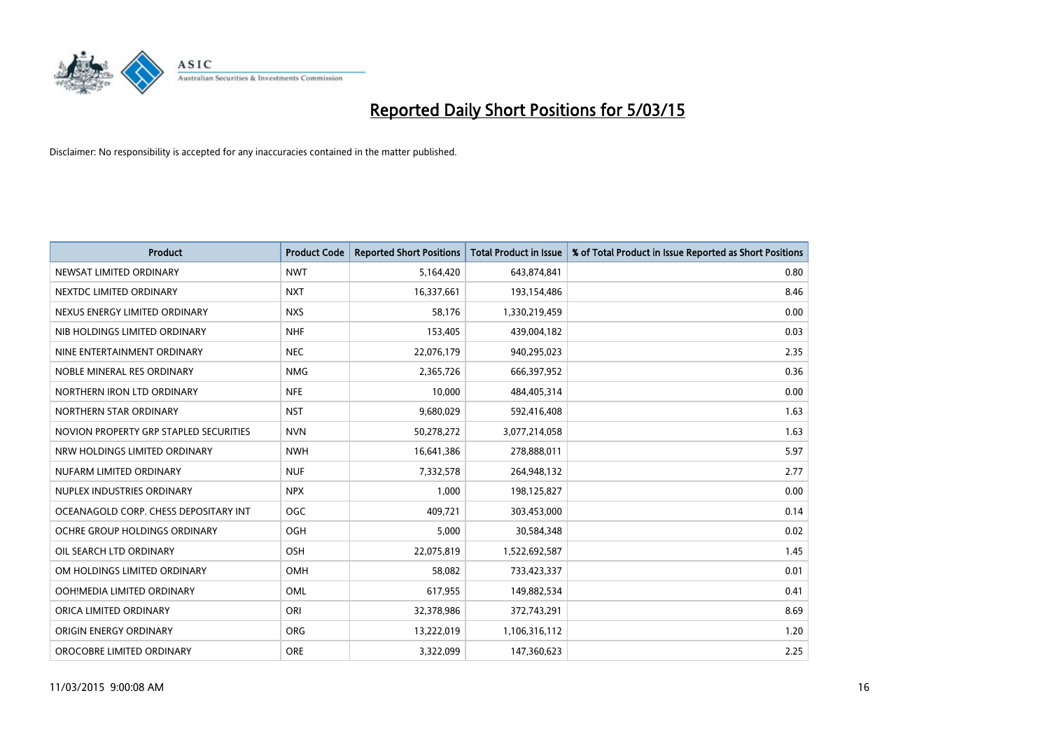# Reported Daily Short Positions for 5/03/15

Disclaimer: No responsibility is accepted for any inaccuracies contained in the matter published.

| Product | Product Code | Reported Short Positions | Total Product in Issue | % of Total Product in Issue Reported as Short Positions |
|---|---|---|---|---|
| NEWSAT LIMITED ORDINARY | NWT | 5,164,420 | 643,874,841 | 0.80 |
| NEXTDC LIMITED ORDINARY | NXT | 16,337,661 | 193,154,486 | 8.46 |
| NEXUS ENERGY LIMITED ORDINARY | NXS | 58,176 | 1,330,219,459 | 0.00 |
| NIB HOLDINGS LIMITED ORDINARY | NHF | 153,405 | 439,004,182 | 0.03 |
| NINE ENTERTAINMENT ORDINARY | NEC | 22,076,179 | 940,295,023 | 2.35 |
| NOBLE MINERAL RES ORDINARY | NMG | 2,365,726 | 666,397,952 | 0.36 |
| NORTHERN IRON LTD ORDINARY | NFE | 10,000 | 484,405,314 | 0.00 |
| NORTHERN STAR ORDINARY | NST | 9,680,029 | 592,416,408 | 1.63 |
| NOVION PROPERTY GRP STAPLED SECURITIES | NVN | 50,278,272 | 3,077,214,058 | 1.63 |
| NRW HOLDINGS LIMITED ORDINARY | NWH | 16,641,386 | 278,888,011 | 5.97 |
| NUFARM LIMITED ORDINARY | NUF | 7,332,578 | 264,948,132 | 2.77 |
| NUPLEX INDUSTRIES ORDINARY | NPX | 1,000 | 198,125,827 | 0.00 |
| OCEANAGOLD CORP. CHESS DEPOSITARY INT | OGC | 409,721 | 303,453,000 | 0.14 |
| OCHRE GROUP HOLDINGS ORDINARY | OGH | 5,000 | 30,584,348 | 0.02 |
| OIL SEARCH LTD ORDINARY | OSH | 22,075,819 | 1,522,692,587 | 1.45 |
| OM HOLDINGS LIMITED ORDINARY | OMH | 58,082 | 733,423,337 | 0.01 |
| OOH!MEDIA LIMITED ORDINARY | OML | 617,955 | 149,882,534 | 0.41 |
| ORICA LIMITED ORDINARY | ORI | 32,378,986 | 372,743,291 | 8.69 |
| ORIGIN ENERGY ORDINARY | ORG | 13,222,019 | 1,106,316,112 | 1.20 |
| OROCOBRE LIMITED ORDINARY | ORE | 3,322,099 | 147,360,623 | 2.25 |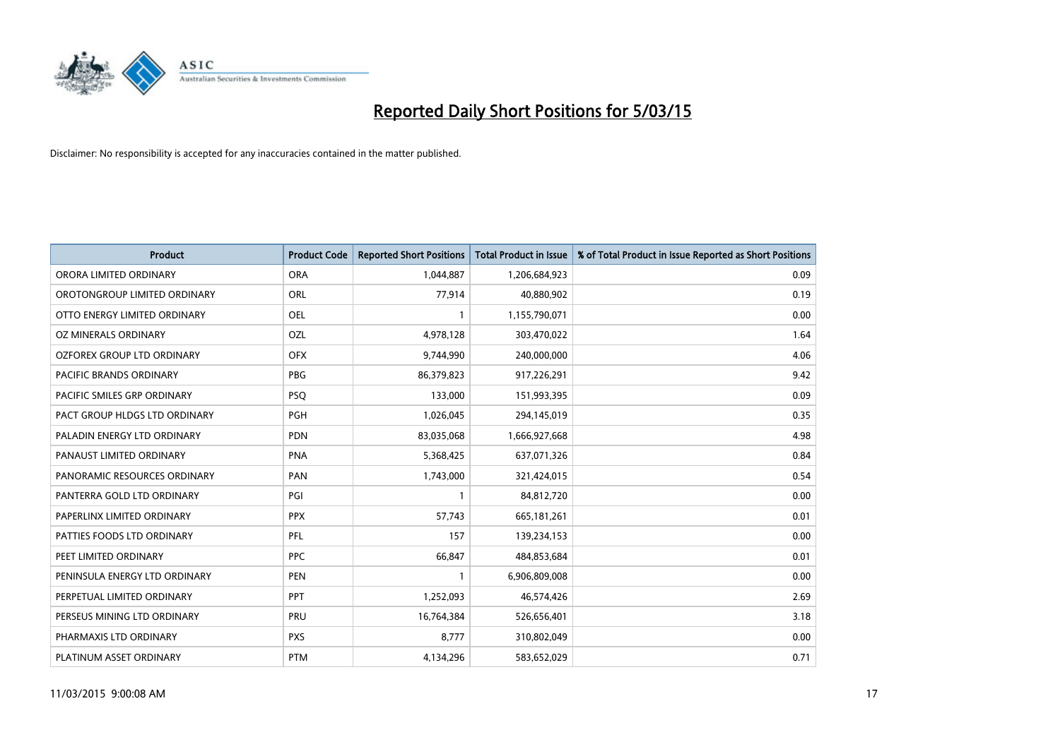# Reported Daily Short Positions for 5/03/15

Disclaimer: No responsibility is accepted for any inaccuracies contained in the matter published.

| Product | Product Code | Reported Short Positions | Total Product in Issue | % of Total Product in Issue Reported as Short Positions |
|---|---|---|---|---|
| ORORA LIMITED ORDINARY | ORA | 1,044,887 | 1,206,684,923 | 0.09 |
| OROTONGROUP LIMITED ORDINARY | ORL | 77,914 | 40,880,902 | 0.19 |
| OTTO ENERGY LIMITED ORDINARY | OEL | 1 | 1,155,790,071 | 0.00 |
| OZ MINERALS ORDINARY | OZL | 4,978,128 | 303,470,022 | 1.64 |
| OZFOREX GROUP LTD ORDINARY | OFX | 9,744,990 | 240,000,000 | 4.06 |
| PACIFIC BRANDS ORDINARY | PBG | 86,379,823 | 917,226,291 | 9.42 |
| PACIFIC SMILES GRP ORDINARY | PSQ | 133,000 | 151,993,395 | 0.09 |
| PACT GROUP HLDGS LTD ORDINARY | PGH | 1,026,045 | 294,145,019 | 0.35 |
| PALADIN ENERGY LTD ORDINARY | PDN | 83,035,068 | 1,666,927,668 | 4.98 |
| PANAUST LIMITED ORDINARY | PNA | 5,368,425 | 637,071,326 | 0.84 |
| PANORAMIC RESOURCES ORDINARY | PAN | 1,743,000 | 321,424,015 | 0.54 |
| PANTERRA GOLD LTD ORDINARY | PGI | 1 | 84,812,720 | 0.00 |
| PAPERLINX LIMITED ORDINARY | PPX | 57,743 | 665,181,261 | 0.01 |
| PATTIES FOODS LTD ORDINARY | PFL | 157 | 139,234,153 | 0.00 |
| PEET LIMITED ORDINARY | PPC | 66,847 | 484,853,684 | 0.01 |
| PENINSULA ENERGY LTD ORDINARY | PEN | 1 | 6,906,809,008 | 0.00 |
| PERPETUAL LIMITED ORDINARY | PPT | 1,252,093 | 46,574,426 | 2.69 |
| PERSEUS MINING LTD ORDINARY | PRU | 16,764,384 | 526,656,401 | 3.18 |
| PHARMAXIS LTD ORDINARY | PXS | 8,777 | 310,802,049 | 0.00 |
| PLATINUM ASSET ORDINARY | PTM | 4,134,296 | 583,652,029 | 0.71 |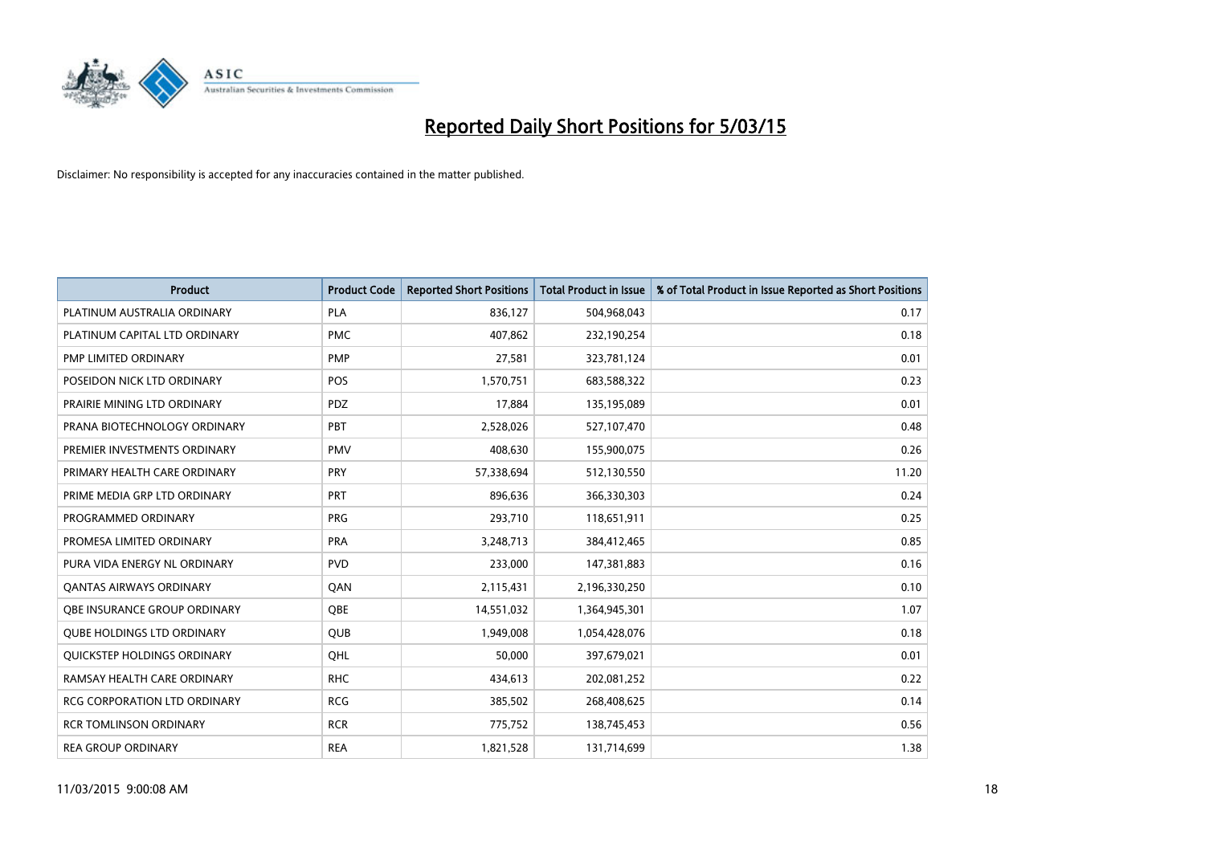# Reported Daily Short Positions for 5/03/15

Disclaimer: No responsibility is accepted for any inaccuracies contained in the matter published.

| Product | Product Code | Reported Short Positions | Total Product in Issue | % of Total Product in Issue Reported as Short Positions |
|---|---|---|---|---|
| PLATINUM AUSTRALIA ORDINARY | PLA | 836,127 | 504,968,043 | 0.17 |
| PLATINUM CAPITAL LTD ORDINARY | PMC | 407,862 | 232,190,254 | 0.18 |
| PMP LIMITED ORDINARY | PMP | 27,581 | 323,781,124 | 0.01 |
| POSEIDON NICK LTD ORDINARY | POS | 1,570,751 | 683,588,322 | 0.23 |
| PRAIRIE MINING LTD ORDINARY | PDZ | 17,884 | 135,195,089 | 0.01 |
| PRANA BIOTECHNOLOGY ORDINARY | PBT | 2,528,026 | 527,107,470 | 0.48 |
| PREMIER INVESTMENTS ORDINARY | PMV | 408,630 | 155,900,075 | 0.26 |
| PRIMARY HEALTH CARE ORDINARY | PRY | 57,338,694 | 512,130,550 | 11.20 |
| PRIME MEDIA GRP LTD ORDINARY | PRT | 896,636 | 366,330,303 | 0.24 |
| PROGRAMMED ORDINARY | PRG | 293,710 | 118,651,911 | 0.25 |
| PROMESA LIMITED ORDINARY | PRA | 3,248,713 | 384,412,465 | 0.85 |
| PURA VIDA ENERGY NL ORDINARY | PVD | 233,000 | 147,381,883 | 0.16 |
| QANTAS AIRWAYS ORDINARY | QAN | 2,115,431 | 2,196,330,250 | 0.10 |
| QBE INSURANCE GROUP ORDINARY | QBE | 14,551,032 | 1,364,945,301 | 1.07 |
| QUBE HOLDINGS LTD ORDINARY | QUB | 1,949,008 | 1,054,428,076 | 0.18 |
| QUICKSTEP HOLDINGS ORDINARY | QHL | 50,000 | 397,679,021 | 0.01 |
| RAMSAY HEALTH CARE ORDINARY | RHC | 434,613 | 202,081,252 | 0.22 |
| RCG CORPORATION LTD ORDINARY | RCG | 385,502 | 268,408,625 | 0.14 |
| RCR TOMLINSON ORDINARY | RCR | 775,752 | 138,745,453 | 0.56 |
| REA GROUP ORDINARY | REA | 1,821,528 | 131,714,699 | 1.38 |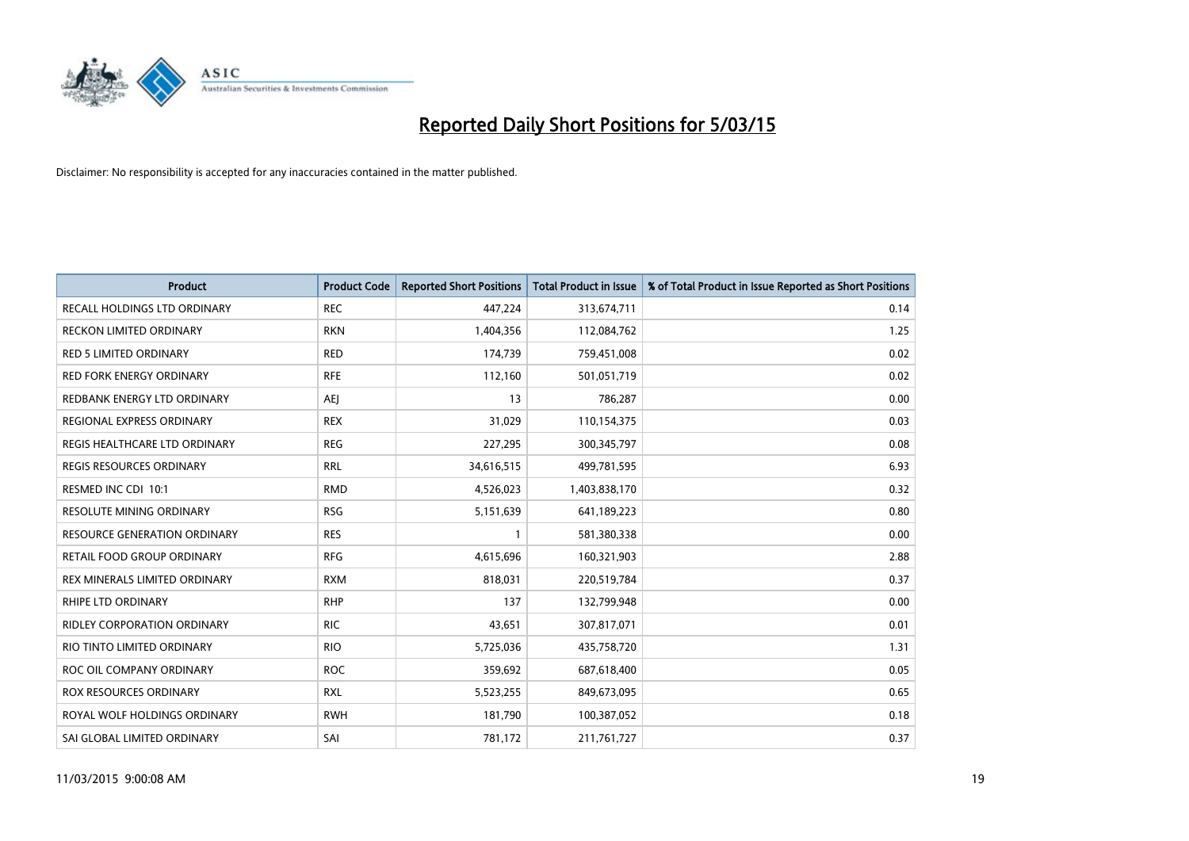# Reported Daily Short Positions for 5/03/15

Disclaimer: No responsibility is accepted for any inaccuracies contained in the matter published.

| Product | Product Code | Reported Short Positions | Total Product in Issue | % of Total Product in Issue Reported as Short Positions |
|---|---|---|---|---|
| RECALL HOLDINGS LTD ORDINARY | REC | 447,224 | 313,674,711 | 0.14 |
| RECKON LIMITED ORDINARY | RKN | 1,404,356 | 112,084,762 | 1.25 |
| RED 5 LIMITED ORDINARY | RED | 174,739 | 759,451,008 | 0.02 |
| RED FORK ENERGY ORDINARY | RFE | 112,160 | 501,051,719 | 0.02 |
| REDBANK ENERGY LTD ORDINARY | AEJ | 13 | 786,287 | 0.00 |
| REGIONAL EXPRESS ORDINARY | REX | 31,029 | 110,154,375 | 0.03 |
| REGIS HEALTHCARE LTD ORDINARY | REG | 227,295 | 300,345,797 | 0.08 |
| REGIS RESOURCES ORDINARY | RRL | 34,616,515 | 499,781,595 | 6.93 |
| RESMED INC CDI 10:1 | RMD | 4,526,023 | 1,403,838,170 | 0.32 |
| RESOLUTE MINING ORDINARY | RSG | 5,151,639 | 641,189,223 | 0.80 |
| RESOURCE GENERATION ORDINARY | RES | 1 | 581,380,338 | 0.00 |
| RETAIL FOOD GROUP ORDINARY | RFG | 4,615,696 | 160,321,903 | 2.88 |
| REX MINERALS LIMITED ORDINARY | RXM | 818,031 | 220,519,784 | 0.37 |
| RHIPE LTD ORDINARY | RHP | 137 | 132,799,948 | 0.00 |
| RIDLEY CORPORATION ORDINARY | RIC | 43,651 | 307,817,071 | 0.01 |
| RIO TINTO LIMITED ORDINARY | RIO | 5,725,036 | 435,758,720 | 1.31 |
| ROC OIL COMPANY ORDINARY | ROC | 359,692 | 687,618,400 | 0.05 |
| ROX RESOURCES ORDINARY | RXL | 5,523,255 | 849,673,095 | 0.65 |
| ROYAL WOLF HOLDINGS ORDINARY | RWH | 181,790 | 100,387,052 | 0.18 |
| SAI GLOBAL LIMITED ORDINARY | SAI | 781,172 | 211,761,727 | 0.37 |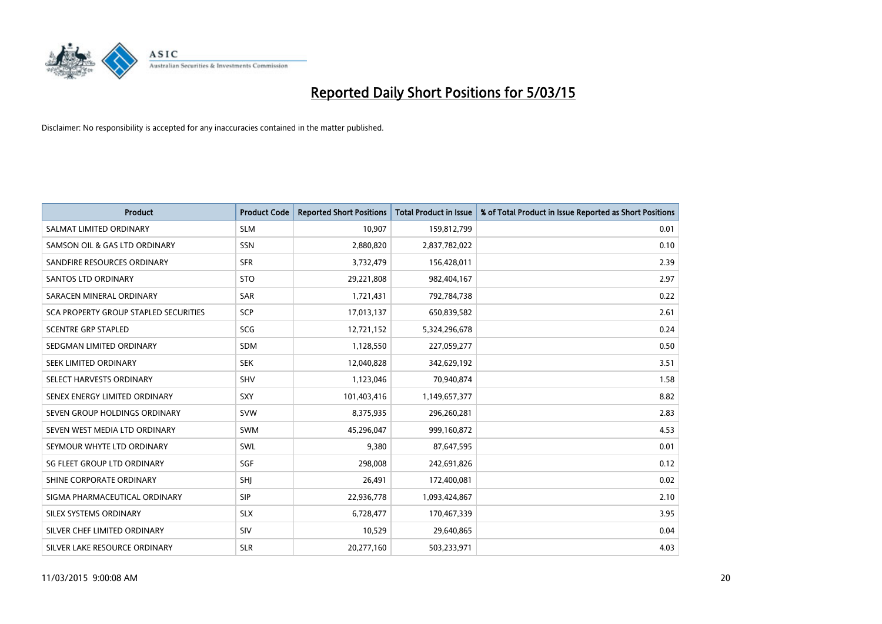# Reported Daily Short Positions for 5/03/15

Disclaimer: No responsibility is accepted for any inaccuracies contained in the matter published.

| Product | Product Code | Reported Short Positions | Total Product in Issue | % of Total Product in Issue Reported as Short Positions |
|---|---|---|---|---|
| SALMAT LIMITED ORDINARY | SLM | 10,907 | 159,812,799 | 0.01 |
| SAMSON OIL & GAS LTD ORDINARY | SSN | 2,880,820 | 2,837,782,022 | 0.10 |
| SANDFIRE RESOURCES ORDINARY | SFR | 3,732,479 | 156,428,011 | 2.39 |
| SANTOS LTD ORDINARY | STO | 29,221,808 | 982,404,167 | 2.97 |
| SARACEN MINERAL ORDINARY | SAR | 1,721,431 | 792,784,738 | 0.22 |
| SCA PROPERTY GROUP STAPLED SECURITIES | SCP | 17,013,137 | 650,839,582 | 2.61 |
| SCENTRE GRP STAPLED | SCG | 12,721,152 | 5,324,296,678 | 0.24 |
| SEDGMAN LIMITED ORDINARY | SDM | 1,128,550 | 227,059,277 | 0.50 |
| SEEK LIMITED ORDINARY | SEK | 12,040,828 | 342,629,192 | 3.51 |
| SELECT HARVESTS ORDINARY | SHV | 1,123,046 | 70,940,874 | 1.58 |
| SENEX ENERGY LIMITED ORDINARY | SXY | 101,403,416 | 1,149,657,377 | 8.82 |
| SEVEN GROUP HOLDINGS ORDINARY | SVW | 8,375,935 | 296,260,281 | 2.83 |
| SEVEN WEST MEDIA LTD ORDINARY | SWM | 45,296,047 | 999,160,872 | 4.53 |
| SEYMOUR WHYTE LTD ORDINARY | SWL | 9,380 | 87,647,595 | 0.01 |
| SG FLEET GROUP LTD ORDINARY | SGF | 298,008 | 242,691,826 | 0.12 |
| SHINE CORPORATE ORDINARY | SHJ | 26,491 | 172,400,081 | 0.02 |
| SIGMA PHARMACEUTICAL ORDINARY | SIP | 22,936,778 | 1,093,424,867 | 2.10 |
| SILEX SYSTEMS ORDINARY | SLX | 6,728,477 | 170,467,339 | 3.95 |
| SILVER CHEF LIMITED ORDINARY | SIV | 10,529 | 29,640,865 | 0.04 |
| SILVER LAKE RESOURCE ORDINARY | SLR | 20,277,160 | 503,233,971 | 4.03 |

11/03/2015 9:00:08 AM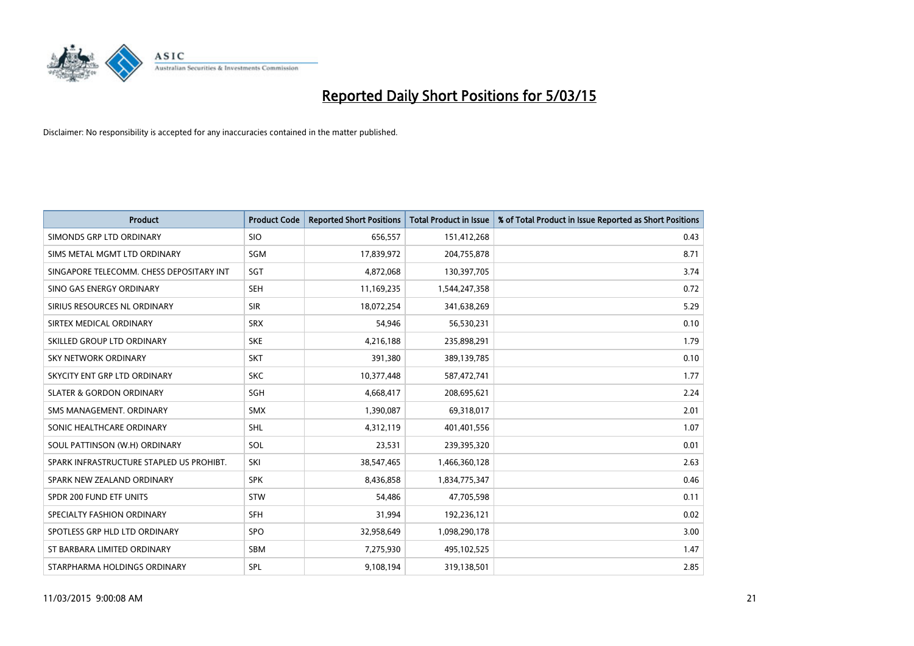# Reported Daily Short Positions for 5/03/15

Disclaimer: No responsibility is accepted for any inaccuracies contained in the matter published.

| Product | Product Code | Reported Short Positions | Total Product in Issue | % of Total Product in Issue Reported as Short Positions |
|---|---|---|---|---|
| SIMONDS GRP LTD ORDINARY | SIO | 656,557 | 151,412,268 | 0.43 |
| SIMS METAL MGMT LTD ORDINARY | SGM | 17,839,972 | 204,755,878 | 8.71 |
| SINGAPORE TELECOMM. CHESS DEPOSITARY INT | SGT | 4,872,068 | 130,397,705 | 3.74 |
| SINO GAS ENERGY ORDINARY | SEH | 11,169,235 | 1,544,247,358 | 0.72 |
| SIRIUS RESOURCES NL ORDINARY | SIR | 18,072,254 | 341,638,269 | 5.29 |
| SIRTEX MEDICAL ORDINARY | SRX | 54,946 | 56,530,231 | 0.10 |
| SKILLED GROUP LTD ORDINARY | SKE | 4,216,188 | 235,898,291 | 1.79 |
| SKY NETWORK ORDINARY | SKT | 391,380 | 389,139,785 | 0.10 |
| SKYCITY ENT GRP LTD ORDINARY | SKC | 10,377,448 | 587,472,741 | 1.77 |
| SLATER & GORDON ORDINARY | SGH | 4,668,417 | 208,695,621 | 2.24 |
| SMS MANAGEMENT. ORDINARY | SMX | 1,390,087 | 69,318,017 | 2.01 |
| SONIC HEALTHCARE ORDINARY | SHL | 4,312,119 | 401,401,556 | 1.07 |
| SOUL PATTINSON (W.H) ORDINARY | SOL | 23,531 | 239,395,320 | 0.01 |
| SPARK INFRASTRUCTURE STAPLED US PROHIBT. | SKI | 38,547,465 | 1,466,360,128 | 2.63 |
| SPARK NEW ZEALAND ORDINARY | SPK | 8,436,858 | 1,834,775,347 | 0.46 |
| SPDR 200 FUND ETF UNITS | STW | 54,486 | 47,705,598 | 0.11 |
| SPECIALTY FASHION ORDINARY | SFH | 31,994 | 192,236,121 | 0.02 |
| SPOTLESS GRP HLD LTD ORDINARY | SPO | 32,958,649 | 1,098,290,178 | 3.00 |
| ST BARBARA LIMITED ORDINARY | SBM | 7,275,930 | 495,102,525 | 1.47 |
| STARPHARMA HOLDINGS ORDINARY | SPL | 9,108,194 | 319,138,501 | 2.85 |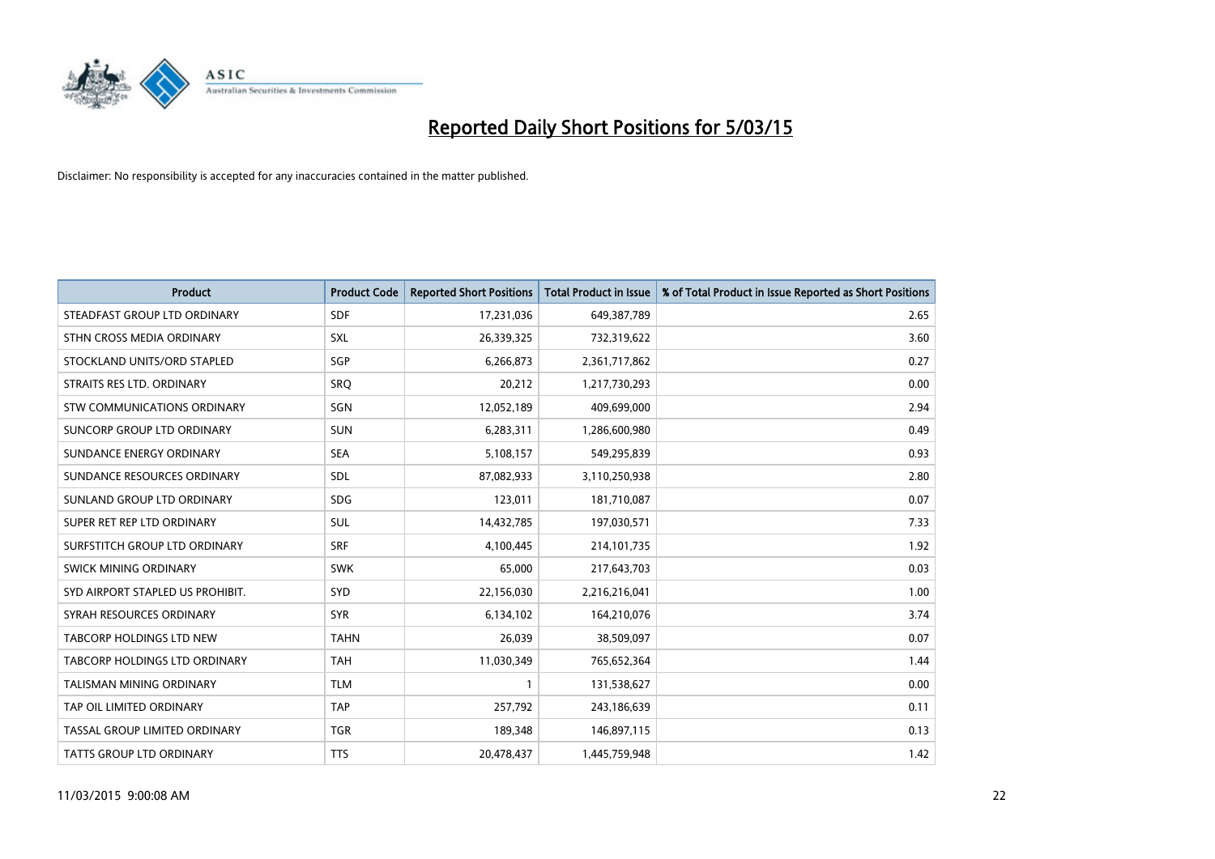# Reported Daily Short Positions for 5/03/15

Disclaimer: No responsibility is accepted for any inaccuracies contained in the matter published.

| Product | Product Code | Reported Short Positions | Total Product in Issue | % of Total Product in Issue Reported as Short Positions |
|---|---|---|---|---|
| STEADFAST GROUP LTD ORDINARY | SDF | 17,231,036 | 649,387,789 | 2.65 |
| STHN CROSS MEDIA ORDINARY | SXL | 26,339,325 | 732,319,622 | 3.60 |
| STOCKLAND UNITS/ORD STAPLED | SGP | 6,266,873 | 2,361,717,862 | 0.27 |
| STRAITS RES LTD. ORDINARY | SRQ | 20,212 | 1,217,730,293 | 0.00 |
| STW COMMUNICATIONS ORDINARY | SGN | 12,052,189 | 409,699,000 | 2.94 |
| SUNCORP GROUP LTD ORDINARY | SUN | 6,283,311 | 1,286,600,980 | 0.49 |
| SUNDANCE ENERGY ORDINARY | SEA | 5,108,157 | 549,295,839 | 0.93 |
| SUNDANCE RESOURCES ORDINARY | SDL | 87,082,933 | 3,110,250,938 | 2.80 |
| SUNLAND GROUP LTD ORDINARY | SDG | 123,011 | 181,710,087 | 0.07 |
| SUPER RET REP LTD ORDINARY | SUL | 14,432,785 | 197,030,571 | 7.33 |
| SURFSTITCH GROUP LTD ORDINARY | SRF | 4,100,445 | 214,101,735 | 1.92 |
| SWICK MINING ORDINARY | SWK | 65,000 | 217,643,703 | 0.03 |
| SYD AIRPORT STAPLED US PROHIBIT. | SYD | 22,156,030 | 2,216,216,041 | 1.00 |
| SYRAH RESOURCES ORDINARY | SYR | 6,134,102 | 164,210,076 | 3.74 |
| TABCORP HOLDINGS LTD NEW | TAHN | 26,039 | 38,509,097 | 0.07 |
| TABCORP HOLDINGS LTD ORDINARY | TAH | 11,030,349 | 765,652,364 | 1.44 |
| TALISMAN MINING ORDINARY | TLM | 1 | 131,538,627 | 0.00 |
| TAP OIL LIMITED ORDINARY | TAP | 257,792 | 243,186,639 | 0.11 |
| TASSAL GROUP LIMITED ORDINARY | TGR | 189,348 | 146,897,115 | 0.13 |
| TATTS GROUP LTD ORDINARY | TTS | 20,478,437 | 1,445,759,948 | 1.42 |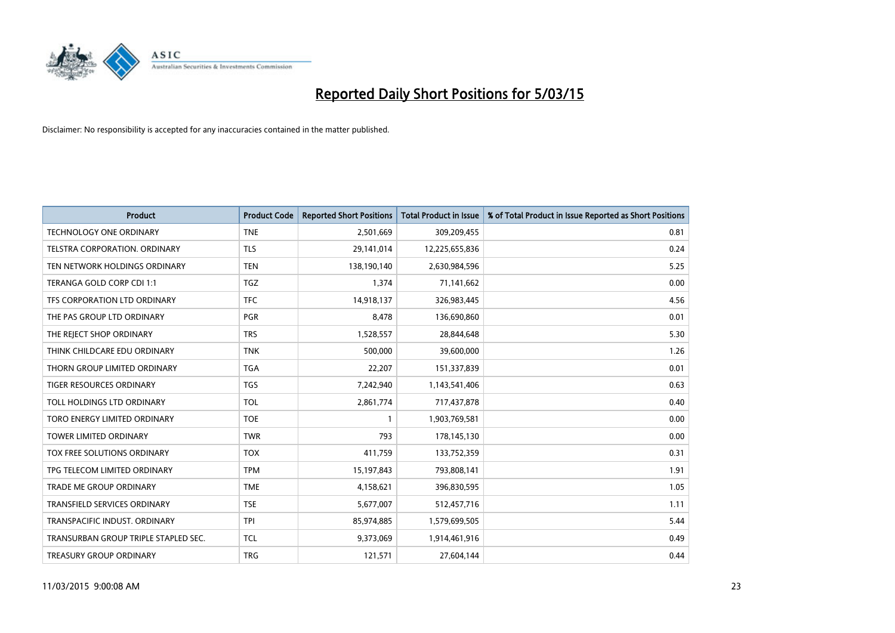# Reported Daily Short Positions for 5/03/15

Disclaimer: No responsibility is accepted for any inaccuracies contained in the matter published.

| Product | Product Code | Reported Short Positions | Total Product in Issue | % of Total Product in Issue Reported as Short Positions |
|---|---|---|---|---|
| TECHNOLOGY ONE ORDINARY | TNE | 2,501,669 | 309,209,455 | 0.81 |
| TELSTRA CORPORATION. ORDINARY | TLS | 29,141,014 | 12,225,655,836 | 0.24 |
| TEN NETWORK HOLDINGS ORDINARY | TEN | 138,190,140 | 2,630,984,596 | 5.25 |
| TERANGA GOLD CORP CDI 1:1 | TGZ | 1,374 | 71,141,662 | 0.00 |
| TFS CORPORATION LTD ORDINARY | TFC | 14,918,137 | 326,983,445 | 4.56 |
| THE PAS GROUP LTD ORDINARY | PGR | 8,478 | 136,690,860 | 0.01 |
| THE REJECT SHOP ORDINARY | TRS | 1,528,557 | 28,844,648 | 5.30 |
| THINK CHILDCARE EDU ORDINARY | TNK | 500,000 | 39,600,000 | 1.26 |
| THORN GROUP LIMITED ORDINARY | TGA | 22,207 | 151,337,839 | 0.01 |
| TIGER RESOURCES ORDINARY | TGS | 7,242,940 | 1,143,541,406 | 0.63 |
| TOLL HOLDINGS LTD ORDINARY | TOL | 2,861,774 | 717,437,878 | 0.40 |
| TORO ENERGY LIMITED ORDINARY | TOE | 1 | 1,903,769,581 | 0.00 |
| TOWER LIMITED ORDINARY | TWR | 793 | 178,145,130 | 0.00 |
| TOX FREE SOLUTIONS ORDINARY | TOX | 411,759 | 133,752,359 | 0.31 |
| TPG TELECOM LIMITED ORDINARY | TPM | 15,197,843 | 793,808,141 | 1.91 |
| TRADE ME GROUP ORDINARY | TME | 4,158,621 | 396,830,595 | 1.05 |
| TRANSFIELD SERVICES ORDINARY | TSE | 5,677,007 | 512,457,716 | 1.11 |
| TRANSPACIFIC INDUST. ORDINARY | TPI | 85,974,885 | 1,579,699,505 | 5.44 |
| TRANSURBAN GROUP TRIPLE STAPLED SEC. | TCL | 9,373,069 | 1,914,461,916 | 0.49 |
| TREASURY GROUP ORDINARY | TRG | 121,571 | 27,604,144 | 0.44 |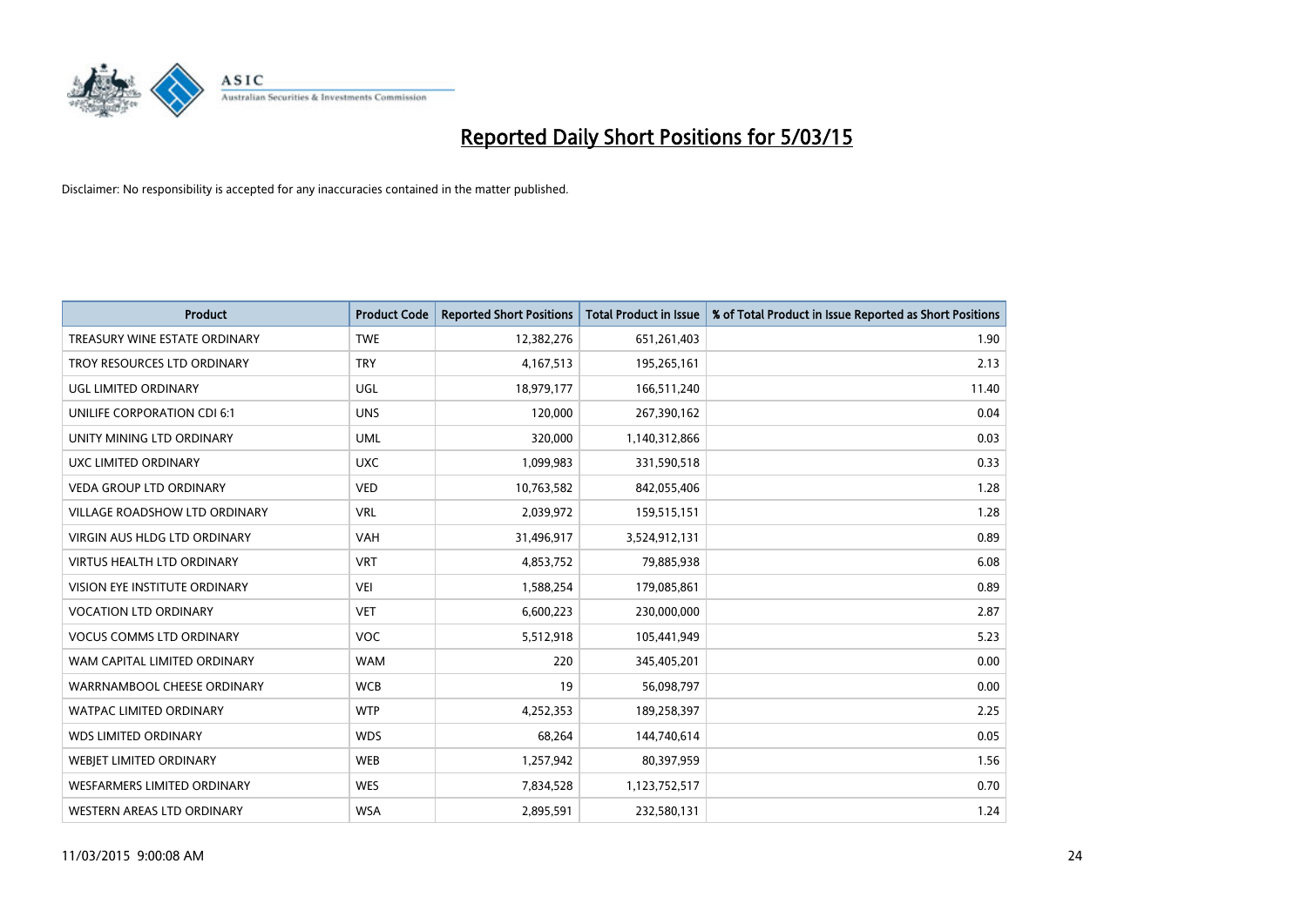# Reported Daily Short Positions for 5/03/15

Disclaimer: No responsibility is accepted for any inaccuracies contained in the matter published.

| Product | Product Code | Reported Short Positions | Total Product in Issue | % of Total Product in Issue Reported as Short Positions |
|---|---|---|---|---|
| TREASURY WINE ESTATE ORDINARY | TWE | 12,382,276 | 651,261,403 | 1.90 |
| TROY RESOURCES LTD ORDINARY | TRY | 4,167,513 | 195,265,161 | 2.13 |
| UGL LIMITED ORDINARY | UGL | 18,979,177 | 166,511,240 | 11.40 |
| UNILIFE CORPORATION CDI 6:1 | UNS | 120,000 | 267,390,162 | 0.04 |
| UNITY MINING LTD ORDINARY | UML | 320,000 | 1,140,312,866 | 0.03 |
| UXC LIMITED ORDINARY | UXC | 1,099,983 | 331,590,518 | 0.33 |
| VEDA GROUP LTD ORDINARY | VED | 10,763,582 | 842,055,406 | 1.28 |
| VILLAGE ROADSHOW LTD ORDINARY | VRL | 2,039,972 | 159,515,151 | 1.28 |
| VIRGIN AUS HLDG LTD ORDINARY | VAH | 31,496,917 | 3,524,912,131 | 0.89 |
| VIRTUS HEALTH LTD ORDINARY | VRT | 4,853,752 | 79,885,938 | 6.08 |
| VISION EYE INSTITUTE ORDINARY | VEI | 1,588,254 | 179,085,861 | 0.89 |
| VOCATION LTD ORDINARY | VET | 6,600,223 | 230,000,000 | 2.87 |
| VOCUS COMMS LTD ORDINARY | VOC | 5,512,918 | 105,441,949 | 5.23 |
| WAM CAPITAL LIMITED ORDINARY | WAM | 220 | 345,405,201 | 0.00 |
| WARRNAMBOOL CHEESE ORDINARY | WCB | 19 | 56,098,797 | 0.00 |
| WATPAC LIMITED ORDINARY | WTP | 4,252,353 | 189,258,397 | 2.25 |
| WDS LIMITED ORDINARY | WDS | 68,264 | 144,740,614 | 0.05 |
| WEBJET LIMITED ORDINARY | WEB | 1,257,942 | 80,397,959 | 1.56 |
| WESFARMERS LIMITED ORDINARY | WES | 7,834,528 | 1,123,752,517 | 0.70 |
| WESTERN AREAS LTD ORDINARY | WSA | 2,895,591 | 232,580,131 | 1.24 |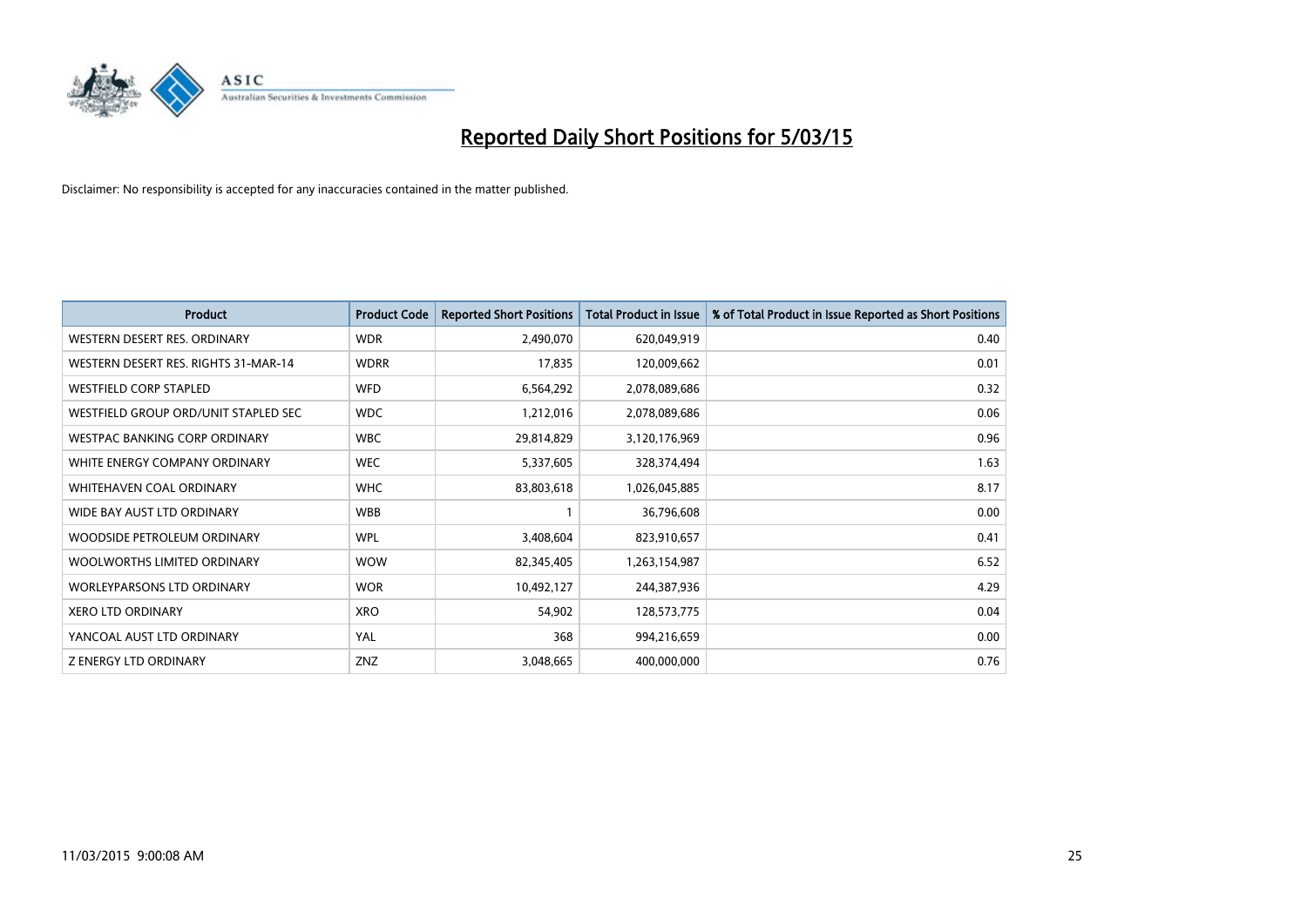# Reported Daily Short Positions for 5/03/15

Disclaimer: No responsibility is accepted for any inaccuracies contained in the matter published.

| Product | Product Code | Reported Short Positions | Total Product in Issue | % of Total Product in Issue Reported as Short Positions |
|---|---|---|---|---|
| WESTERN DESERT RES. ORDINARY | WDR | 2,490,070 | 620,049,919 | 0.40 |
| WESTERN DESERT RES. RIGHTS 31-MAR-14 | WDRR | 17,835 | 120,009,662 | 0.01 |
| WESTFIELD CORP STAPLED | WFD | 6,564,292 | 2,078,089,686 | 0.32 |
| WESTFIELD GROUP ORD/UNIT STAPLED SEC | WDC | 1,212,016 | 2,078,089,686 | 0.06 |
| WESTPAC BANKING CORP ORDINARY | WBC | 29,814,829 | 3,120,176,969 | 0.96 |
| WHITE ENERGY COMPANY ORDINARY | WEC | 5,337,605 | 328,374,494 | 1.63 |
| WHITEHAVEN COAL ORDINARY | WHC | 83,803,618 | 1,026,045,885 | 8.17 |
| WIDE BAY AUST LTD ORDINARY | WBB | 1 | 36,796,608 | 0.00 |
| WOODSIDE PETROLEUM ORDINARY | WPL | 3,408,604 | 823,910,657 | 0.41 |
| WOOLWORTHS LIMITED ORDINARY | WOW | 82,345,405 | 1,263,154,987 | 6.52 |
| WORLEYPARSONS LTD ORDINARY | WOR | 10,492,127 | 244,387,936 | 4.29 |
| XERO LTD ORDINARY | XRO | 54,902 | 128,573,775 | 0.04 |
| YANCOAL AUST LTD ORDINARY | YAL | 368 | 994,216,659 | 0.00 |
| Z ENERGY LTD ORDINARY | ZNZ | 3,048,665 | 400,000,000 | 0.76 |